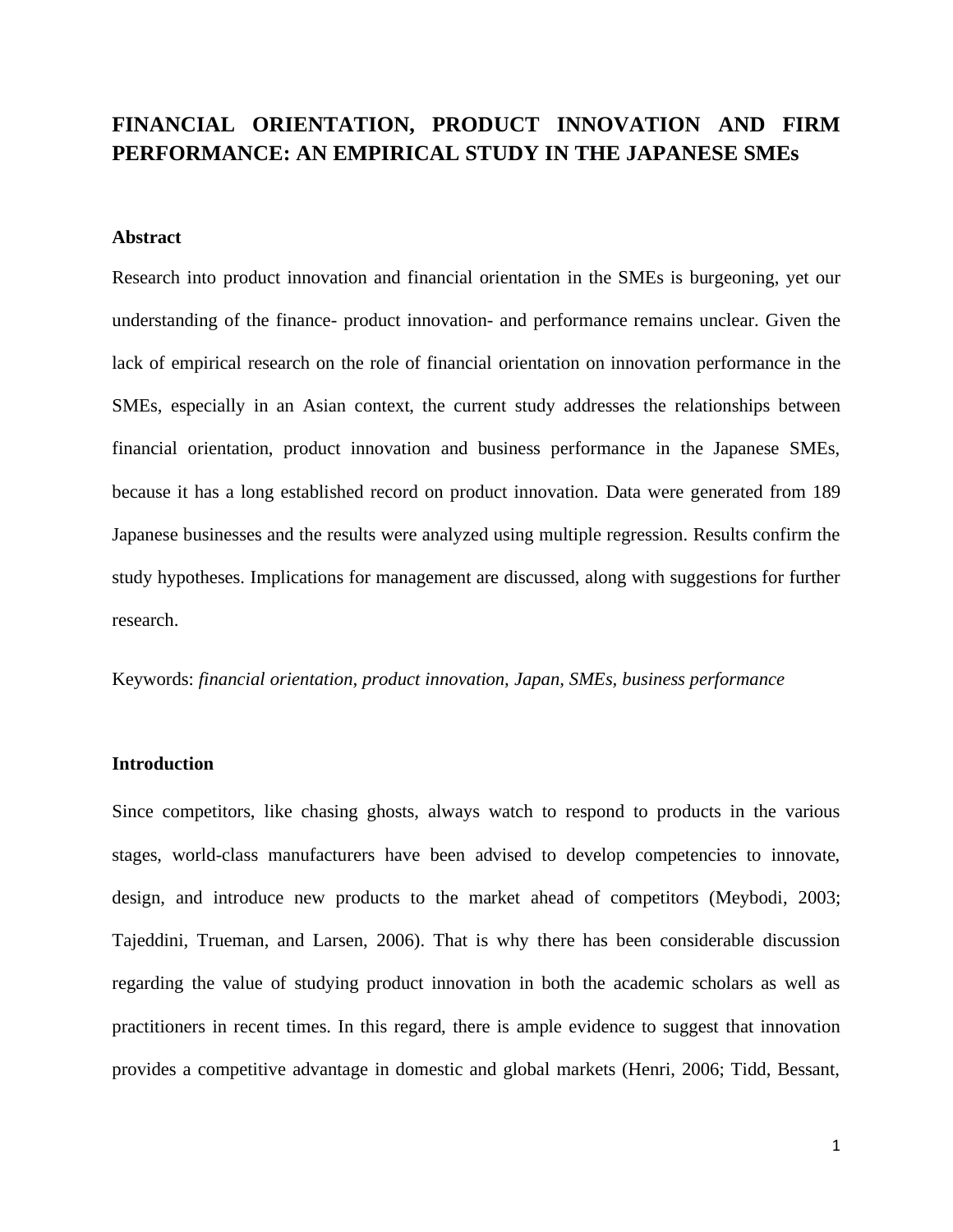# FINANCIAL ORIENTATION, PRODUCT INNOVATION AND FIRM PERFORMANCE: AN EMPIRICAL STUDY IN THE JAPANESE SMEs

## Abstract

Research into product innovation and financial orientation in the SMEs is burgeoning, yet our understanding of the finance- product innovation- and performance remains unclear. Given the lack of empirical research on the role of financial orientation on innovation performance in the SMEs, especially in an Asian context, the current study addresses the relationships between financial orientation, product innovation and business performance in the Japanese SMEs, because it has a long established record on product innovation. Data were generated from 189 Japanese businesses and the results were analyzed using multiple regression. Results confirm the study hypotheses. Implications for management are discussed, along with suggestions for further research.

Keywords: *financial orientation, product innovation, Japan, SMEs, business performance*

## Introduction

Since competitors, like chasing ghosts, always watch to respond to products in the various stages, world-class manufacturers have been advised to develop competencies to innovate, design, and introduce new products to the market ahead of competitors (Meybodi, 2003; Tajeddini, Trueman, and Larsen, 2006). That is why there has been considerable discussion regarding the value of studying product innovation in both the academic scholars as well as practitioners in recent times. In this regard, there is ample evidence to suggest that innovation provides a competitive advantage in domestic and global markets (Henri, 2006; Tidd, Bessant,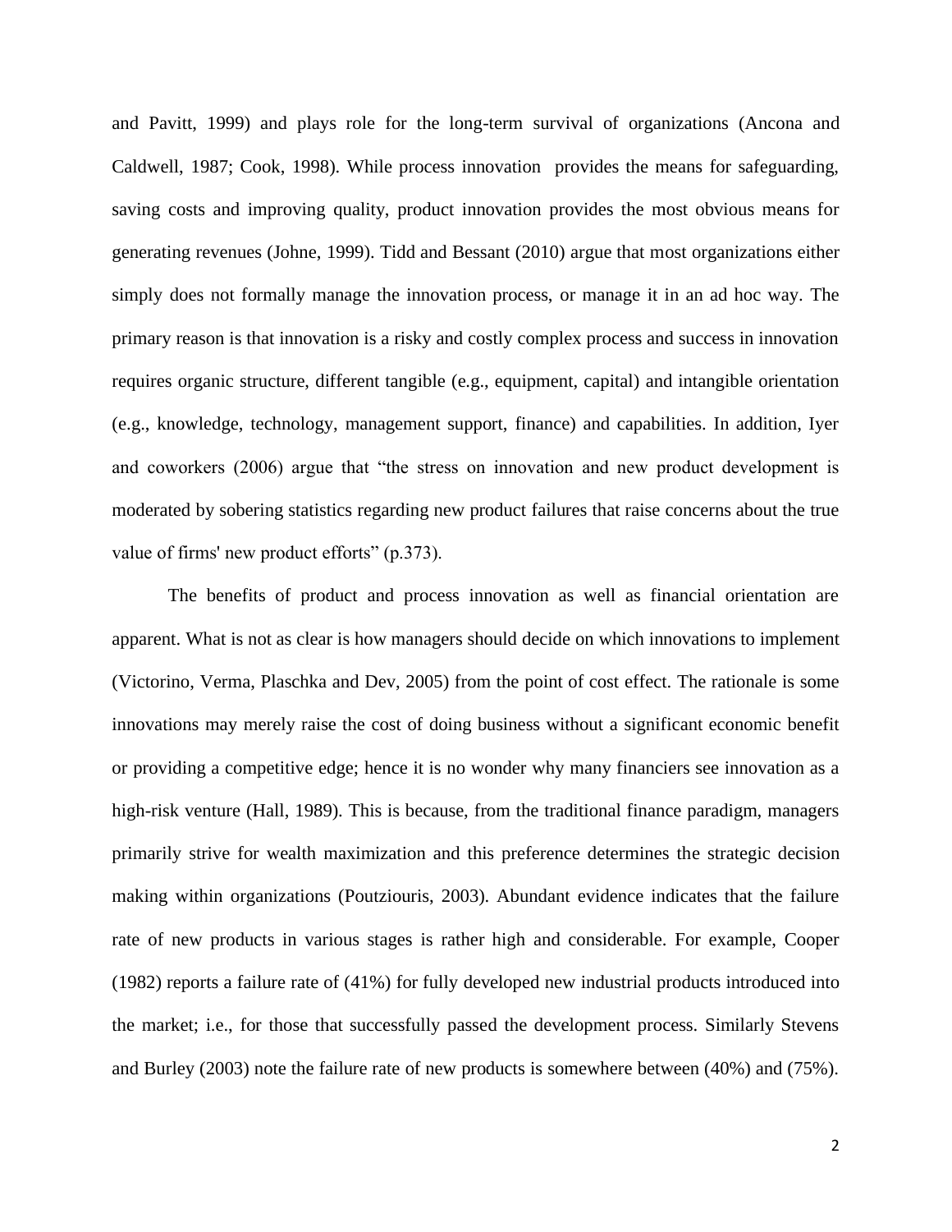and Pavitt, 1999) and plays role for the long-term survival of organizations (Ancona and Caldwell, 1987; Cook, 1998). While process innovation provides the means for safeguarding, saving costs and improving quality, product innovation provides the most obvious means for generating revenues (Johne, 1999). Tidd and Bessant (2010) argue that most organizations either simply does not formally manage the innovation process, or manage it in an ad hoc way. The primary reason is that innovation is a risky and costly complex process and success in innovation requires organic structure, different tangible (e.g., equipment, capital) and intangible orientation (e.g., knowledge, technology, management support, finance) and capabilities. In addition, Iyer and coworkers (2006) argue that "the stress on innovation and new product development is moderated by sobering statistics regarding new product failures that raise concerns about the true value of firms' new product efforts" (p.373).

The benefits of product and process innovation as well as financial orientation are apparent. What is not as clear is how managers should decide on which innovations to implement (Victorino, Verma, Plaschka and Dev, 2005) from the point of cost effect. The rationale is some innovations may merely raise the cost of doing business without a significant economic benefit or providing a competitive edge; hence it is no wonder why many financiers see innovation as a high-risk venture (Hall, 1989). This is because, from the traditional finance paradigm, managers primarily strive for wealth maximization and this preference determines the strategic decision making within organizations (Poutziouris, 2003). Abundant evidence indicates that the failure rate of new products in various stages is rather high and considerable. For example, Cooper (1982) reports a failure rate of (41%) for fully developed new industrial products introduced into the market; i.e., for those that successfully passed the development process. Similarly Stevens and Burley (2003) note the failure rate of new products is somewhere between (40%) and (75%).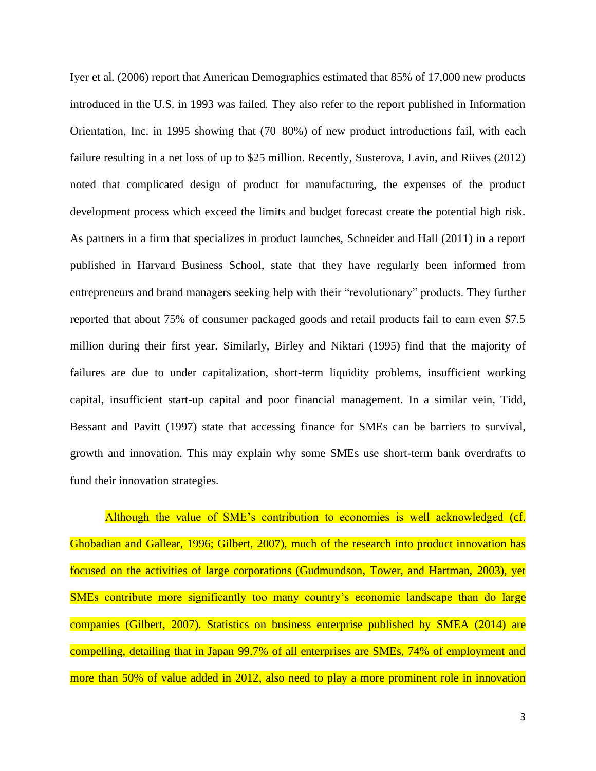Iyer et al. (2006) report that American Demographics estimated that 85% of 17,000 new products introduced in the U.S. in 1993 was failed. They also refer to the report published in Information Orientation, Inc. in 1995 showing that (70–80%) of new product introductions fail, with each failure resulting in a net loss of up to $25 million. Recently, Susterova, Lavin, and Riives (2012) noted that complicated design of product for manufacturing, the expenses of the product development process which exceed the limits and budget forecast create the potential high risk. As partners in a firm that specializes in product launches, Schneider and Hall (2011) in a report published in Harvard Business School, state that they have regularly been informed from entrepreneurs and brand managers seeking help with their "revolutionary" products. They further reported that about 75% of consumer packaged goods and retail products fail to earn even $7.5 million during their first year. Similarly, Birley and Niktari (1995) find that the majority of failures are due to under capitalization, short-term liquidity problems, insufficient working capital, insufficient start-up capital and poor financial management. In a similar vein, Tidd, Bessant and Pavitt (1997) state that accessing finance for SMEs can be barriers to survival, growth and innovation. This may explain why some SMEs use short-term bank overdrafts to fund their innovation strategies.

Although the value of SME's contribution to economies is well acknowledged (cf. Ghobadian and Gallear, 1996; Gilbert, 2007), much of the research into product innovation has focused on the activities of large corporations (Gudmundson, Tower, and Hartman, 2003), yet SMEs contribute more significantly too many country's economic landscape than do large companies (Gilbert, 2007). Statistics on business enterprise published by SMEA (2014) are compelling, detailing that in Japan 99.7% of all enterprises are SMEs, 74% of employment and more than 50% of value added in 2012, also need to play a more prominent role in innovation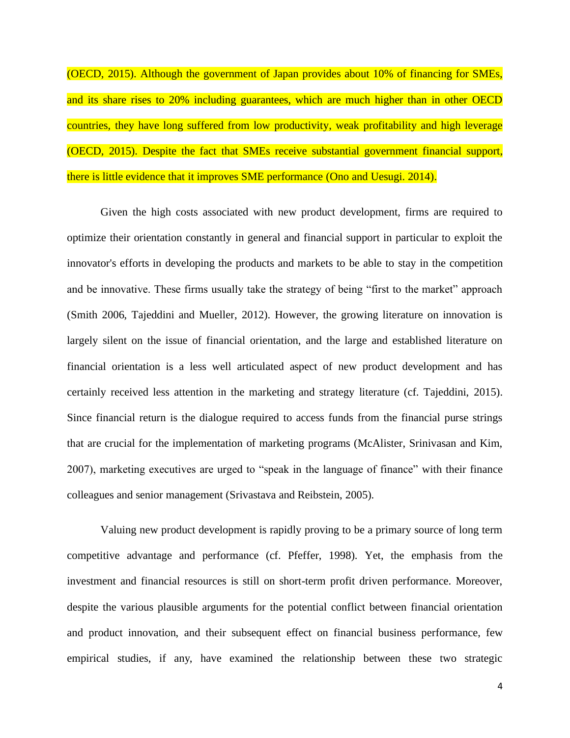(OECD, 2015). Although the government of Japan provides about 10% of financing for SMEs, and its share rises to 20% including guarantees, which are much higher than in other OECD countries, they have long suffered from low productivity, weak profitability and high leverage (OECD, 2015). Despite the fact that SMEs receive substantial government financial support, there is little evidence that it improves SME performance (Ono and Uesugi. 2014).

Given the high costs associated with new product development, firms are required to optimize their orientation constantly in general and financial support in particular to exploit the innovator's efforts in developing the products and markets to be able to stay in the competition and be innovative. These firms usually take the strategy of being "first to the market" approach (Smith 2006, Tajeddini and Mueller, 2012). However, the growing literature on innovation is largely silent on the issue of financial orientation, and the large and established literature on financial orientation is a less well articulated aspect of new product development and has certainly received less attention in the marketing and strategy literature (cf. Tajeddini, 2015). Since financial return is the dialogue required to access funds from the financial purse strings that are crucial for the implementation of marketing programs (McAlister, Srinivasan and Kim, 2007), marketing executives are urged to "speak in the language of finance" with their finance colleagues and senior management (Srivastava and Reibstein, 2005).

Valuing new product development is rapidly proving to be a primary source of long term competitive advantage and performance (cf. Pfeffer, 1998). Yet, the emphasis from the investment and financial resources is still on short-term profit driven performance. Moreover, despite the various plausible arguments for the potential conflict between financial orientation and product innovation, and their subsequent effect on financial business performance, few empirical studies, if any, have examined the relationship between these two strategic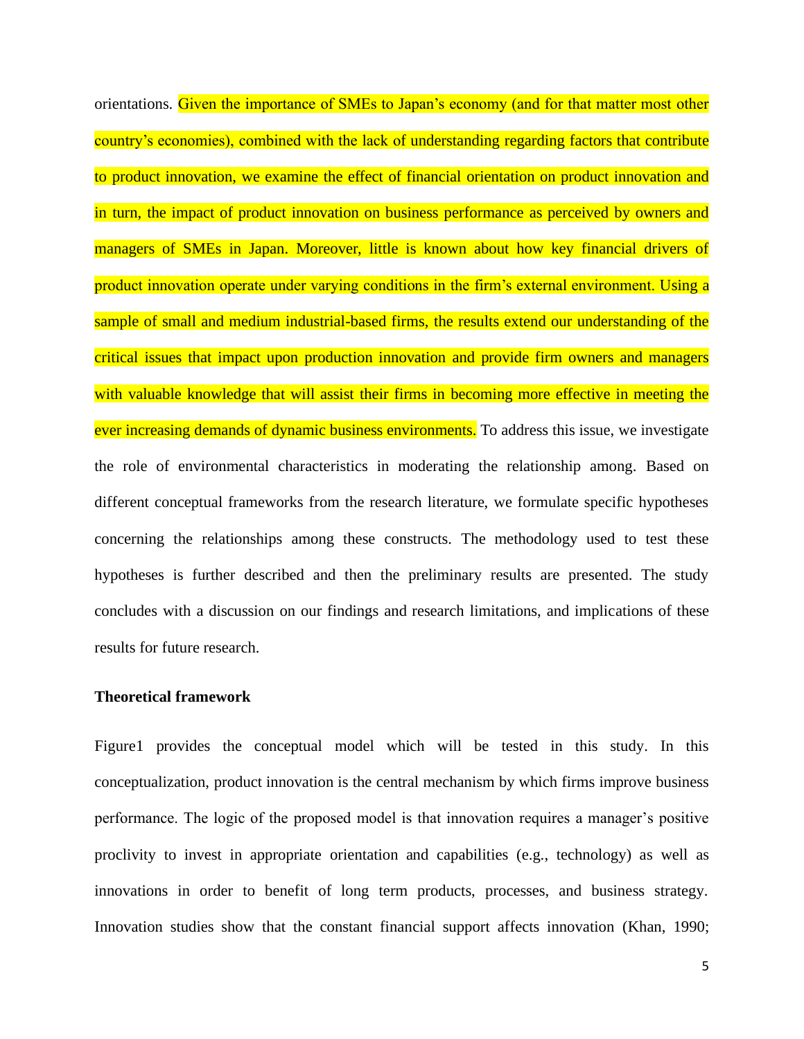orientations. Given the importance of SMEs to Japan's economy (and for that matter most other country's economies), combined with the lack of understanding regarding factors that contribute to product innovation, we examine the effect of financial orientation on product innovation and in turn, the impact of product innovation on business performance as perceived by owners and managers of SMEs in Japan. Moreover, little is known about how key financial drivers of product innovation operate under varying conditions in the firm's external environment. Using a sample of small and medium industrial-based firms, the results extend our understanding of the critical issues that impact upon production innovation and provide firm owners and managers with valuable knowledge that will assist their firms in becoming more effective in meeting the ever increasing demands of dynamic business environments. To address this issue, we investigate the role of environmental characteristics in moderating the relationship among. Based on different conceptual frameworks from the research literature, we formulate specific hypotheses concerning the relationships among these constructs. The methodology used to test these hypotheses is further described and then the preliminary results are presented. The study concludes with a discussion on our findings and research limitations, and implications of these results for future research.

**Theoretical framework**

Figure1 provides the conceptual model which will be tested in this study. In this conceptualization, product innovation is the central mechanism by which firms improve business performance. The logic of the proposed model is that innovation requires a manager's positive proclivity to invest in appropriate orientation and capabilities (e.g., technology) as well as innovations in order to benefit of long term products, processes, and business strategy. Innovation studies show that the constant financial support affects innovation (Khan, 1990;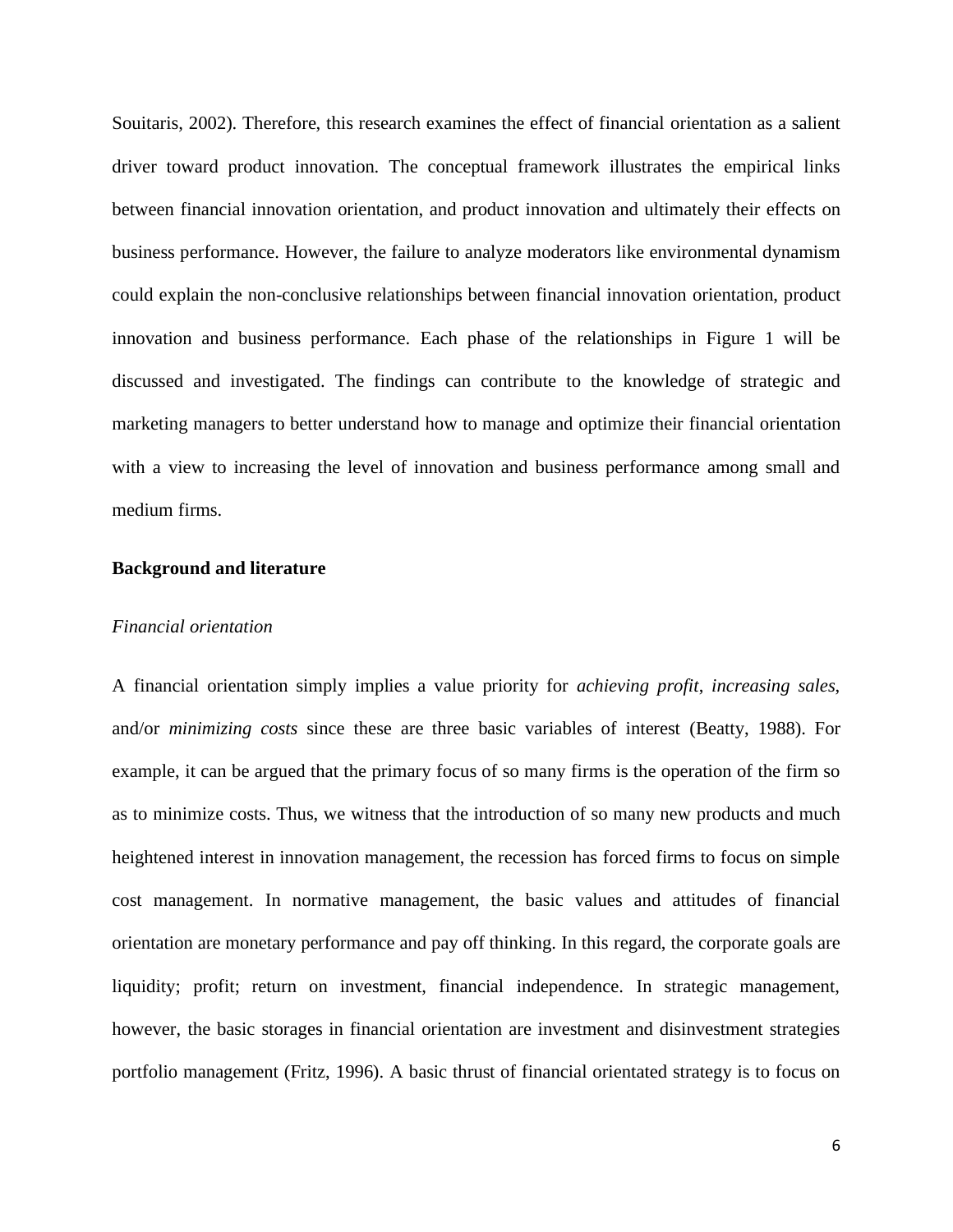Souitaris, 2002). Therefore, this research examines the effect of financial orientation as a salient driver toward product innovation. The conceptual framework illustrates the empirical links between financial innovation orientation, and product innovation and ultimately their effects on business performance. However, the failure to analyze moderators like environmental dynamism could explain the non-conclusive relationships between financial innovation orientation, product innovation and business performance. Each phase of the relationships in Figure 1 will be discussed and investigated. The findings can contribute to the knowledge of strategic and marketing managers to better understand how to manage and optimize their financial orientation with a view to increasing the level of innovation and business performance among small and medium firms.

## Background and literature

### *Financial orientation*

A financial orientation simply implies a value priority for *achieving profit*, *increasing sales*, and/or *minimizing costs* since these are three basic variables of interest (Beatty, 1988). For example, it can be argued that the primary focus of so many firms is the operation of the firm so as to minimize costs. Thus, we witness that the introduction of so many new products and much heightened interest in innovation management, the recession has forced firms to focus on simple cost management. In normative management, the basic values and attitudes of financial orientation are monetary performance and pay off thinking. In this regard, the corporate goals are liquidity; profit; return on investment, financial independence. In strategic management, however, the basic storages in financial orientation are investment and disinvestment strategies portfolio management (Fritz, 1996). A basic thrust of financial orientated strategy is to focus on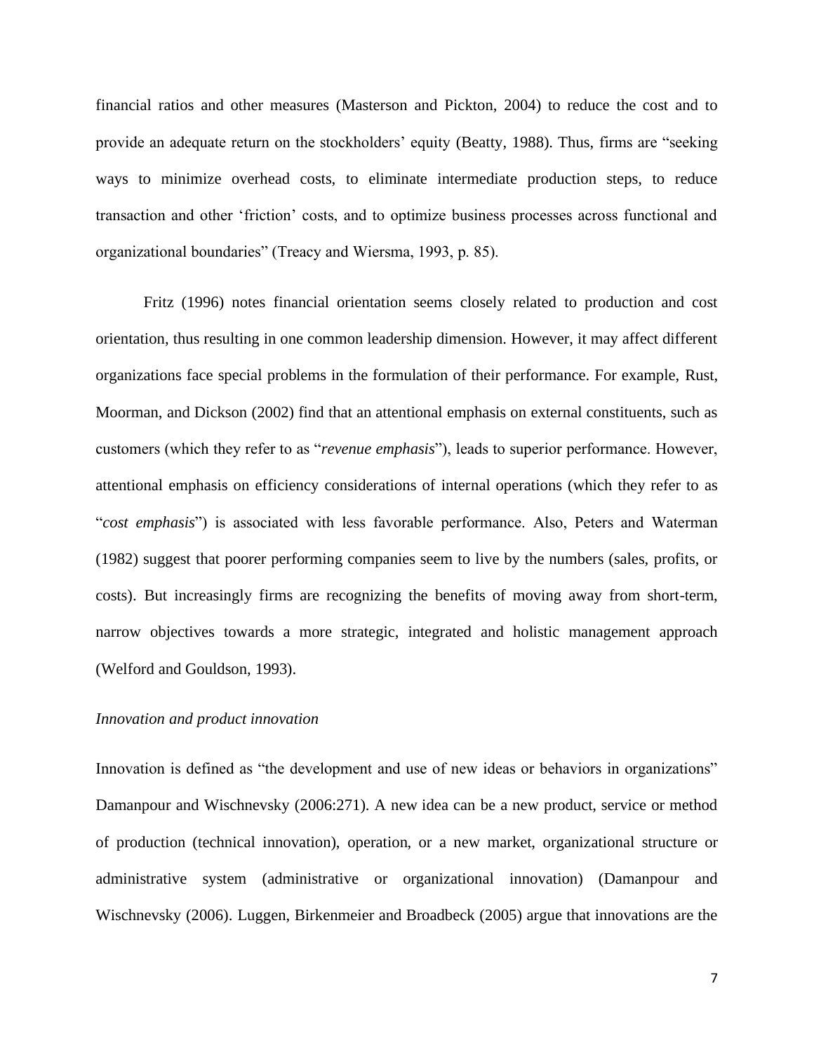financial ratios and other measures (Masterson and Pickton, 2004) to reduce the cost and to provide an adequate return on the stockholders' equity (Beatty, 1988). Thus, firms are "seeking ways to minimize overhead costs, to eliminate intermediate production steps, to reduce transaction and other 'friction' costs, and to optimize business processes across functional and organizational boundaries" (Treacy and Wiersma, 1993, p. 85).

Fritz (1996) notes financial orientation seems closely related to production and cost orientation, thus resulting in one common leadership dimension. However, it may affect different organizations face special problems in the formulation of their performance. For example, Rust, Moorman, and Dickson (2002) find that an attentional emphasis on external constituents, such as customers (which they refer to as "*revenue emphasis*"), leads to superior performance. However, attentional emphasis on efficiency considerations of internal operations (which they refer to as "*cost emphasis*") is associated with less favorable performance. Also, Peters and Waterman (1982) suggest that poorer performing companies seem to live by the numbers (sales, profits, or costs). But increasingly firms are recognizing the benefits of moving away from short-term, narrow objectives towards a more strategic, integrated and holistic management approach (Welford and Gouldson, 1993).

*Innovation and product innovation*

Innovation is defined as "the development and use of new ideas or behaviors in organizations" Damanpour and Wischnevsky (2006:271). A new idea can be a new product, service or method of production (technical innovation), operation, or a new market, organizational structure or administrative system (administrative or organizational innovation) (Damanpour and Wischnevsky (2006). Luggen, Birkenmeier and Broadbeck (2005) argue that innovations are the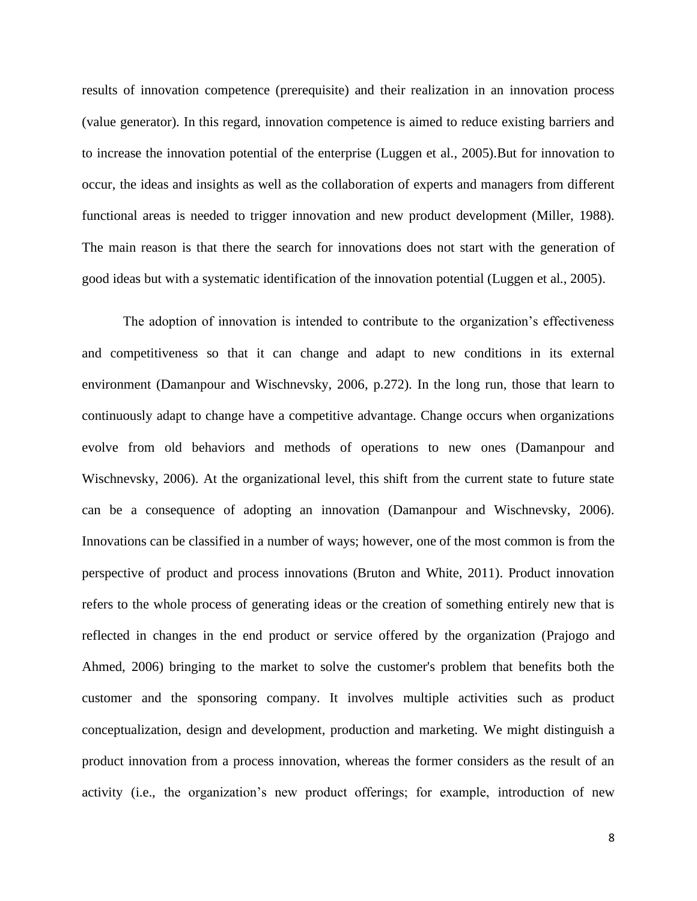results of innovation competence (prerequisite) and their realization in an innovation process (value generator). In this regard, innovation competence is aimed to reduce existing barriers and to increase the innovation potential of the enterprise (Luggen et al., 2005).But for innovation to occur, the ideas and insights as well as the collaboration of experts and managers from different functional areas is needed to trigger innovation and new product development (Miller, 1988). The main reason is that there the search for innovations does not start with the generation of good ideas but with a systematic identification of the innovation potential (Luggen et al., 2005).

The adoption of innovation is intended to contribute to the organization's effectiveness and competitiveness so that it can change and adapt to new conditions in its external environment (Damanpour and Wischnevsky, 2006, p.272). In the long run, those that learn to continuously adapt to change have a competitive advantage. Change occurs when organizations evolve from old behaviors and methods of operations to new ones (Damanpour and Wischnevsky, 2006). At the organizational level, this shift from the current state to future state can be a consequence of adopting an innovation (Damanpour and Wischnevsky, 2006). Innovations can be classified in a number of ways; however, one of the most common is from the perspective of product and process innovations (Bruton and White, 2011). Product innovation refers to the whole process of generating ideas or the creation of something entirely new that is reflected in changes in the end product or service offered by the organization (Prajogo and Ahmed, 2006) bringing to the market to solve the customer's problem that benefits both the customer and the sponsoring company. It involves multiple activities such as product conceptualization, design and development, production and marketing. We might distinguish a product innovation from a process innovation, whereas the former considers as the result of an activity (i.e., the organization's new product offerings; for example, introduction of new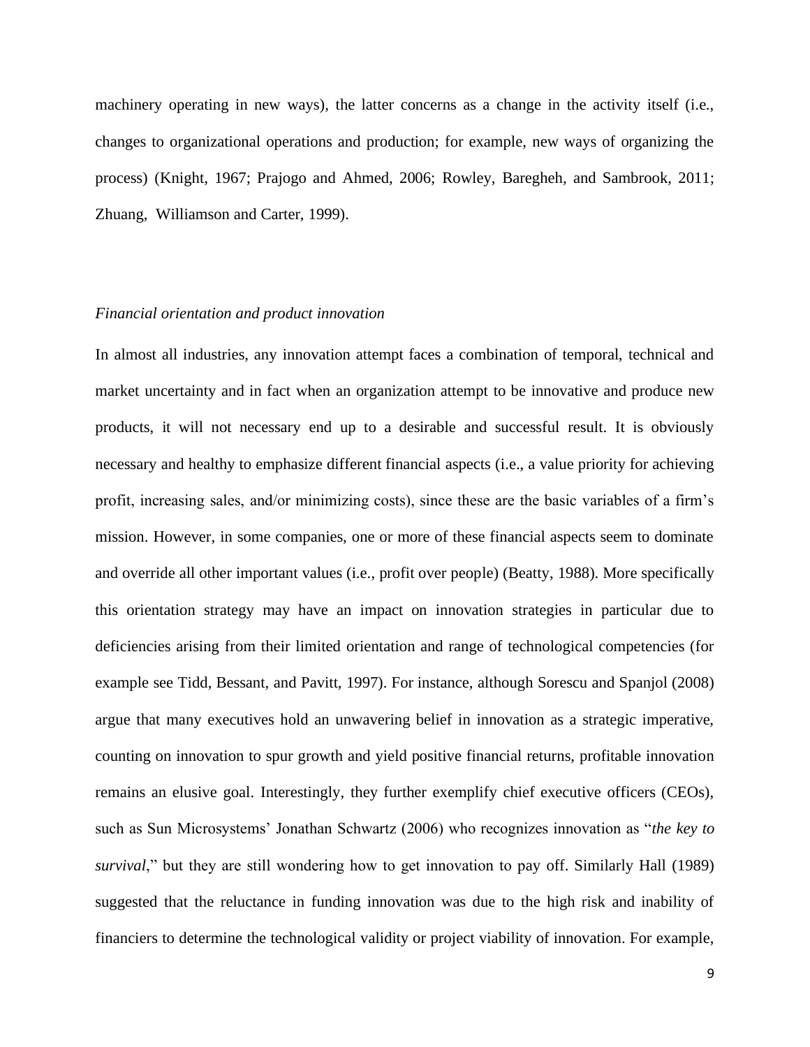machinery operating in new ways), the latter concerns as a change in the activity itself (i.e., changes to organizational operations and production; for example, new ways of organizing the process) (Knight, 1967; Prajogo and Ahmed, 2006; Rowley, Baregheh, and Sambrook, 2011; Zhuang, Williamson and Carter, 1999).

*Financial orientation and product innovation*

In almost all industries, any innovation attempt faces a combination of temporal, technical and market uncertainty and in fact when an organization attempt to be innovative and produce new products, it will not necessary end up to a desirable and successful result. It is obviously necessary and healthy to emphasize different financial aspects (i.e., a value priority for achieving profit, increasing sales, and/or minimizing costs), since these are the basic variables of a firm's mission. However, in some companies, one or more of these financial aspects seem to dominate and override all other important values (i.e., profit over people) (Beatty, 1988). More specifically this orientation strategy may have an impact on innovation strategies in particular due to deficiencies arising from their limited orientation and range of technological competencies (for example see Tidd, Bessant, and Pavitt, 1997). For instance, although Sorescu and Spanjol (2008) argue that many executives hold an unwavering belief in innovation as a strategic imperative, counting on innovation to spur growth and yield positive financial returns, profitable innovation remains an elusive goal. Interestingly, they further exemplify chief executive officers (CEOs), such as Sun Microsystems' Jonathan Schwartz (2006) who recognizes innovation as "*the key to survival*," but they are still wondering how to get innovation to pay off. Similarly Hall (1989) suggested that the reluctance in funding innovation was due to the high risk and inability of financiers to determine the technological validity or project viability of innovation. For example,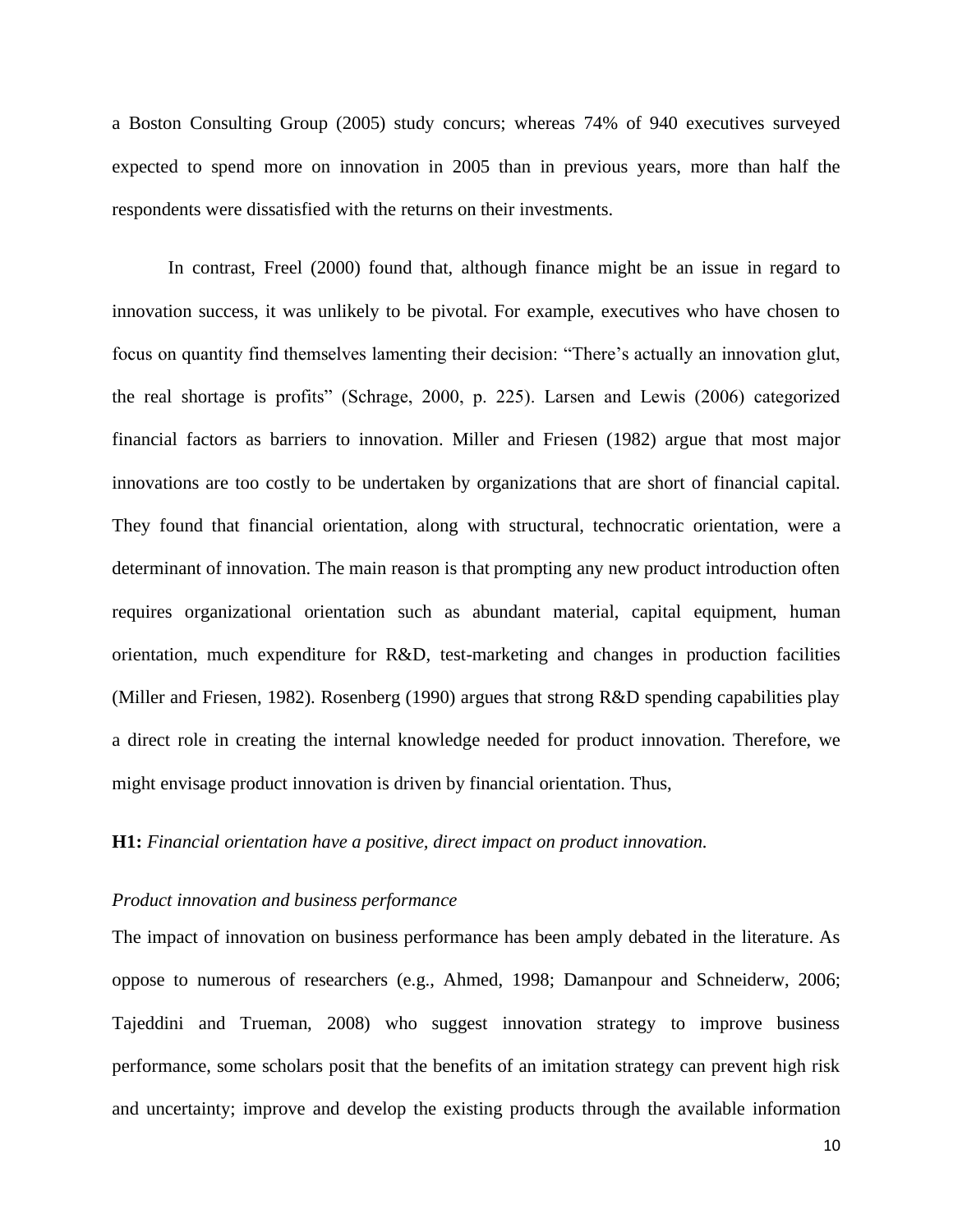a Boston Consulting Group (2005) study concurs; whereas 74% of 940 executives surveyed expected to spend more on innovation in 2005 than in previous years, more than half the respondents were dissatisfied with the returns on their investments.

In contrast, Freel (2000) found that, although finance might be an issue in regard to innovation success, it was unlikely to be pivotal. For example, executives who have chosen to focus on quantity find themselves lamenting their decision: "There's actually an innovation glut, the real shortage is profits" (Schrage, 2000, p. 225). Larsen and Lewis (2006) categorized financial factors as barriers to innovation. Miller and Friesen (1982) argue that most major innovations are too costly to be undertaken by organizations that are short of financial capital. They found that financial orientation, along with structural, technocratic orientation, were a determinant of innovation. The main reason is that prompting any new product introduction often requires organizational orientation such as abundant material, capital equipment, human orientation, much expenditure for R&D, test-marketing and changes in production facilities (Miller and Friesen, 1982). Rosenberg (1990) argues that strong R&D spending capabilities play a direct role in creating the internal knowledge needed for product innovation. Therefore, we might envisage product innovation is driven by financial orientation. Thus,

**H1:** *Financial orientation have a positive, direct impact on product innovation.*

*Product innovation and business performance*

The impact of innovation on business performance has been amply debated in the literature. As oppose to numerous of researchers (e.g., Ahmed, 1998; Damanpour and Schneiderw, 2006; Tajeddini and Trueman, 2008) who suggest innovation strategy to improve business performance, some scholars posit that the benefits of an imitation strategy can prevent high risk and uncertainty; improve and develop the existing products through the available information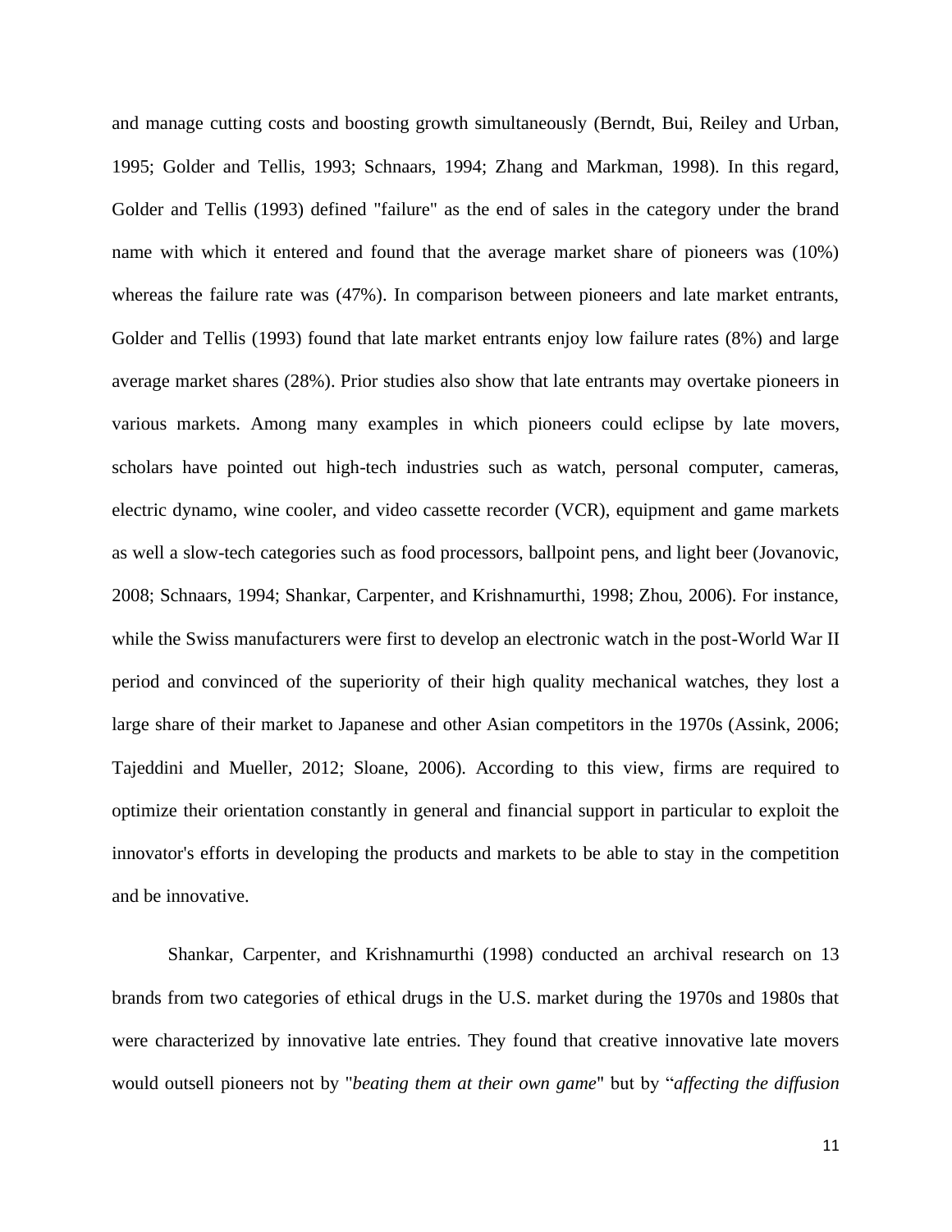and manage cutting costs and boosting growth simultaneously (Berndt, Bui, Reiley and Urban, 1995; Golder and Tellis, 1993; Schnaars, 1994; Zhang and Markman, 1998). In this regard, Golder and Tellis (1993) defined "failure" as the end of sales in the category under the brand name with which it entered and found that the average market share of pioneers was (10%) whereas the failure rate was (47%). In comparison between pioneers and late market entrants, Golder and Tellis (1993) found that late market entrants enjoy low failure rates (8%) and large average market shares (28%). Prior studies also show that late entrants may overtake pioneers in various markets. Among many examples in which pioneers could eclipse by late movers, scholars have pointed out high-tech industries such as watch, personal computer, cameras, electric dynamo, wine cooler, and video cassette recorder (VCR), equipment and game markets as well a slow-tech categories such as food processors, ballpoint pens, and light beer (Jovanovic, 2008; Schnaars, 1994; Shankar, Carpenter, and Krishnamurthi, 1998; Zhou, 2006). For instance, while the Swiss manufacturers were first to develop an electronic watch in the post-World War II period and convinced of the superiority of their high quality mechanical watches, they lost a large share of their market to Japanese and other Asian competitors in the 1970s (Assink, 2006; Tajeddini and Mueller, 2012; Sloane, 2006). According to this view, firms are required to optimize their orientation constantly in general and financial support in particular to exploit the innovator's efforts in developing the products and markets to be able to stay in the competition and be innovative.

Shankar, Carpenter, and Krishnamurthi (1998) conducted an archival research on 13 brands from two categories of ethical drugs in the U.S. market during the 1970s and 1980s that were characterized by innovative late entries. They found that creative innovative late movers would outsell pioneers not by "*beating them at their own game*" but by "*affecting the diffusion*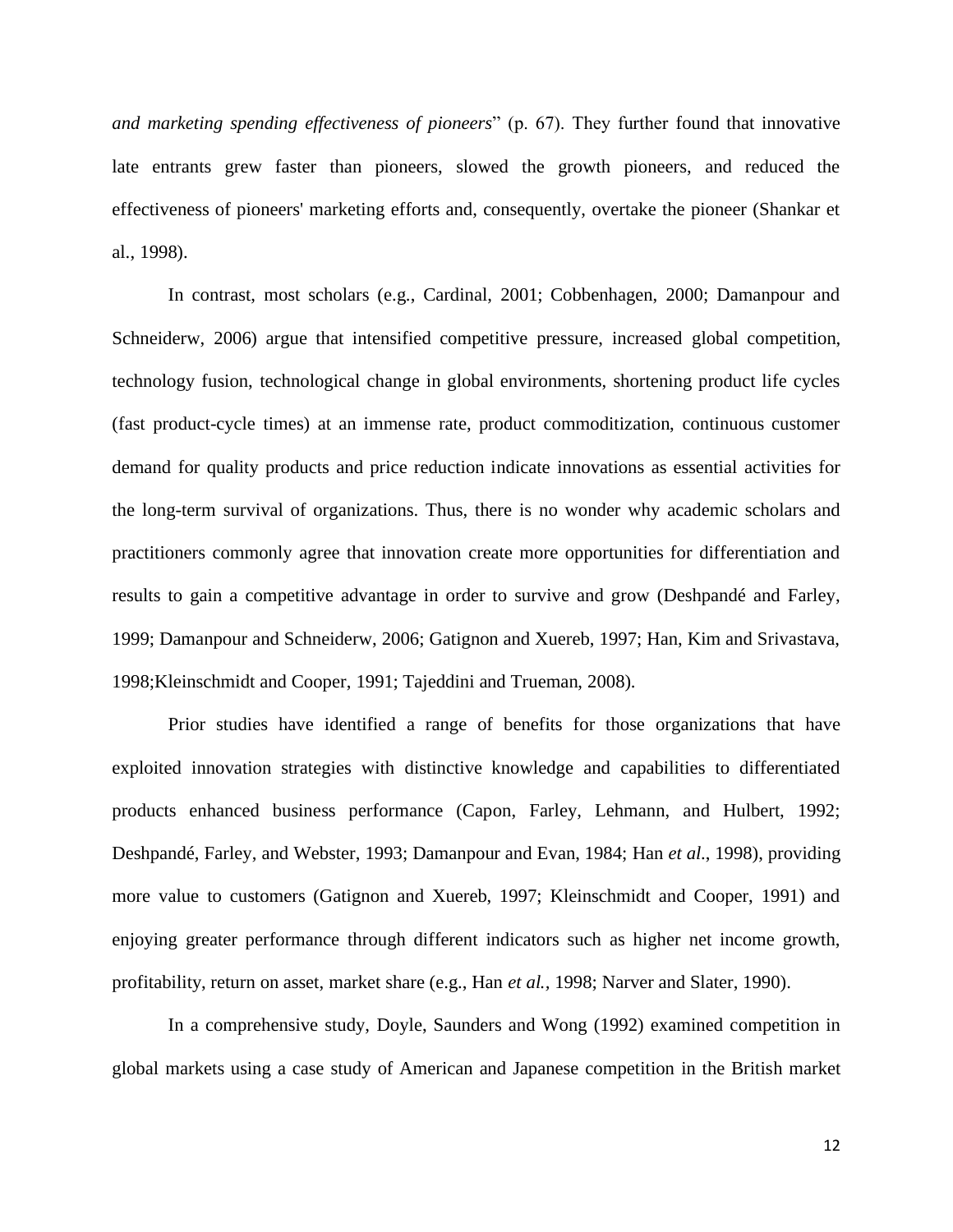*and marketing spending effectiveness of pioneers*" (p. 67). They further found that innovative late entrants grew faster than pioneers, slowed the growth pioneers, and reduced the effectiveness of pioneers' marketing efforts and, consequently, overtake the pioneer (Shankar et al., 1998).

In contrast, most scholars (e.g., Cardinal, 2001; Cobbenhagen, 2000; Damanpour and Schneiderw, 2006) argue that intensified competitive pressure, increased global competition, technology fusion, technological change in global environments, shortening product life cycles (fast product-cycle times) at an immense rate, product commoditization, continuous customer demand for quality products and price reduction indicate innovations as essential activities for the long-term survival of organizations. Thus, there is no wonder why academic scholars and practitioners commonly agree that innovation create more opportunities for differentiation and results to gain a competitive advantage in order to survive and grow (Deshpandé and Farley, 1999; Damanpour and Schneiderw, 2006; Gatignon and Xuereb, 1997; Han, Kim and Srivastava, 1998;Kleinschmidt and Cooper, 1991; Tajeddini and Trueman, 2008).

Prior studies have identified a range of benefits for those organizations that have exploited innovation strategies with distinctive knowledge and capabilities to differentiated products enhanced business performance (Capon, Farley, Lehmann, and Hulbert, 1992; Deshpandé, Farley, and Webster, 1993; Damanpour and Evan, 1984; Han *et al*., 1998), providing more value to customers (Gatignon and Xuereb, 1997; Kleinschmidt and Cooper, 1991) and enjoying greater performance through different indicators such as higher net income growth, profitability, return on asset, market share (e.g., Han *et al.*, 1998; Narver and Slater, 1990).

In a comprehensive study, Doyle, Saunders and Wong (1992) examined competition in global markets using a case study of American and Japanese competition in the British market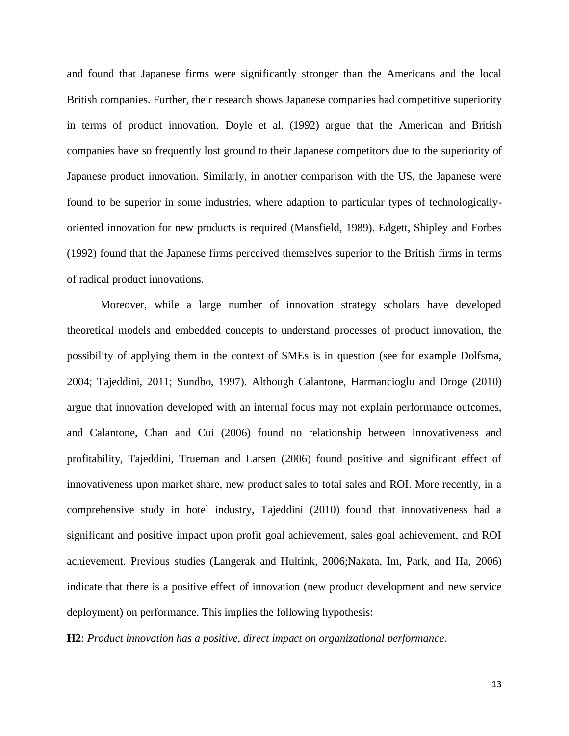and found that Japanese firms were significantly stronger than the Americans and the local British companies. Further, their research shows Japanese companies had competitive superiority in terms of product innovation. Doyle et al. (1992) argue that the American and British companies have so frequently lost ground to their Japanese competitors due to the superiority of Japanese product innovation. Similarly, in another comparison with the US, the Japanese were found to be superior in some industries, where adaption to particular types of technologically-oriented innovation for new products is required (Mansfield, 1989). Edgett, Shipley and Forbes (1992) found that the Japanese firms perceived themselves superior to the British firms in terms of radical product innovations.

Moreover, while a large number of innovation strategy scholars have developed theoretical models and embedded concepts to understand processes of product innovation, the possibility of applying them in the context of SMEs is in question (see for example Dolfsma, 2004; Tajeddini, 2011; Sundbo, 1997). Although Calantone, Harmancioglu and Droge (2010) argue that innovation developed with an internal focus may not explain performance outcomes, and Calantone, Chan and Cui (2006) found no relationship between innovativeness and profitability, Tajeddini, Trueman and Larsen (2006) found positive and significant effect of innovativeness upon market share, new product sales to total sales and ROI. More recently, in a comprehensive study in hotel industry, Tajeddini (2010) found that innovativeness had a significant and positive impact upon profit goal achievement, sales goal achievement, and ROI achievement. Previous studies (Langerak and Hultink, 2006;Nakata, Im, Park, and Ha, 2006) indicate that there is a positive effect of innovation (new product development and new service deployment) on performance. This implies the following hypothesis:

**H2**: *Product innovation has a positive, direct impact on organizational performance.*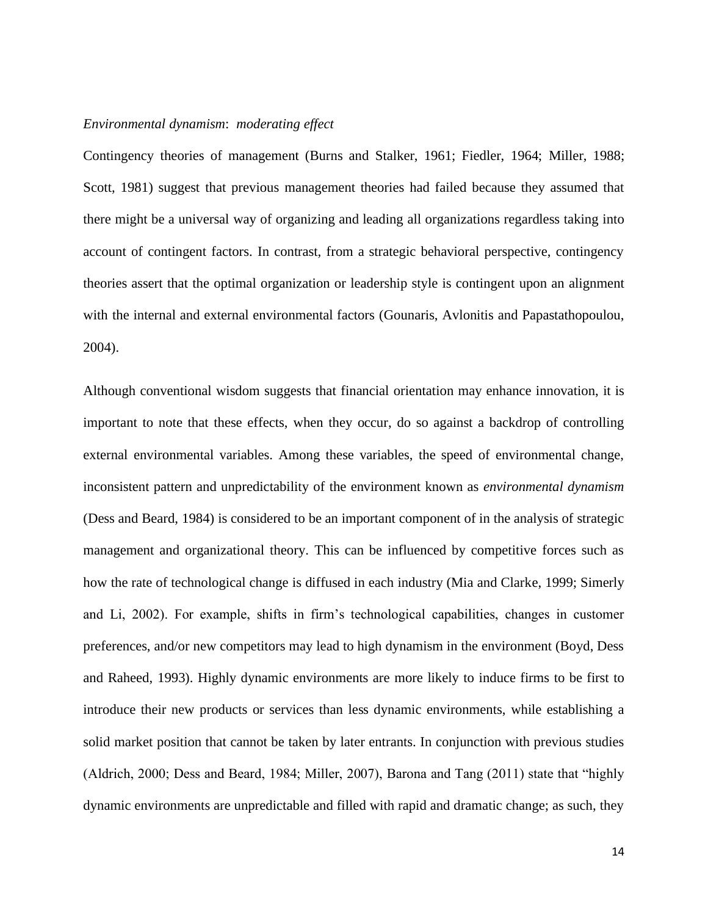*Environmental dynamism*: *moderating effect*

Contingency theories of management (Burns and Stalker, 1961; Fiedler, 1964; Miller, 1988; Scott, 1981) suggest that previous management theories had failed because they assumed that there might be a universal way of organizing and leading all organizations regardless taking into account of contingent factors. In contrast, from a strategic behavioral perspective, contingency theories assert that the optimal organization or leadership style is contingent upon an alignment with the internal and external environmental factors (Gounaris, Avlonitis and Papastathopoulou, 2004).

Although conventional wisdom suggests that financial orientation may enhance innovation, it is important to note that these effects, when they occur, do so against a backdrop of controlling external environmental variables. Among these variables, the speed of environmental change, inconsistent pattern and unpredictability of the environment known as *environmental dynamism* (Dess and Beard, 1984) is considered to be an important component of in the analysis of strategic management and organizational theory. This can be influenced by competitive forces such as how the rate of technological change is diffused in each industry (Mia and Clarke, 1999; Simerly and Li, 2002). For example, shifts in firm's technological capabilities, changes in customer preferences, and/or new competitors may lead to high dynamism in the environment (Boyd, Dess and Raheed, 1993). Highly dynamic environments are more likely to induce firms to be first to introduce their new products or services than less dynamic environments, while establishing a solid market position that cannot be taken by later entrants. In conjunction with previous studies (Aldrich, 2000; Dess and Beard, 1984; Miller, 2007), Barona and Tang (2011) state that "highly dynamic environments are unpredictable and filled with rapid and dramatic change; as such, they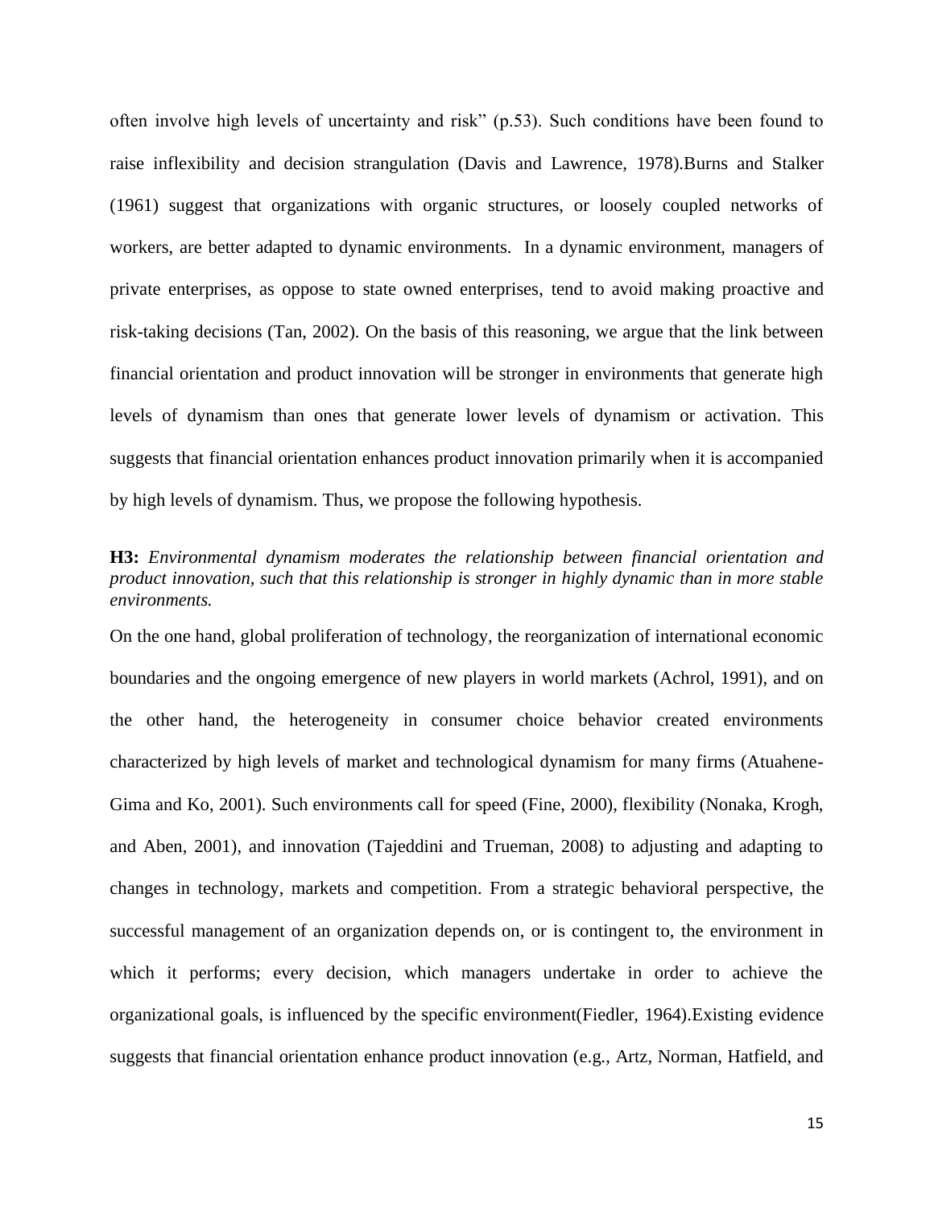often involve high levels of uncertainty and risk" (p.53). Such conditions have been found to raise inflexibility and decision strangulation (Davis and Lawrence, 1978).Burns and Stalker (1961) suggest that organizations with organic structures, or loosely coupled networks of workers, are better adapted to dynamic environments. In a dynamic environment, managers of private enterprises, as oppose to state owned enterprises, tend to avoid making proactive and risk-taking decisions (Tan, 2002). On the basis of this reasoning, we argue that the link between financial orientation and product innovation will be stronger in environments that generate high levels of dynamism than ones that generate lower levels of dynamism or activation. This suggests that financial orientation enhances product innovation primarily when it is accompanied by high levels of dynamism. Thus, we propose the following hypothesis.

**H3:** *Environmental dynamism moderates the relationship between financial orientation and product innovation, such that this relationship is stronger in highly dynamic than in more stable environments.*

On the one hand, global proliferation of technology, the reorganization of international economic boundaries and the ongoing emergence of new players in world markets (Achrol, 1991), and on the other hand, the heterogeneity in consumer choice behavior created environments characterized by high levels of market and technological dynamism for many firms (Atuahene-Gima and Ko, 2001). Such environments call for speed (Fine, 2000), flexibility (Nonaka, Krogh, and Aben, 2001), and innovation (Tajeddini and Trueman, 2008) to adjusting and adapting to changes in technology, markets and competition. From a strategic behavioral perspective, the successful management of an organization depends on, or is contingent to, the environment in which it performs; every decision, which managers undertake in order to achieve the organizational goals, is influenced by the specific environment(Fiedler, 1964).Existing evidence suggests that financial orientation enhance product innovation (e.g., Artz, Norman, Hatfield, and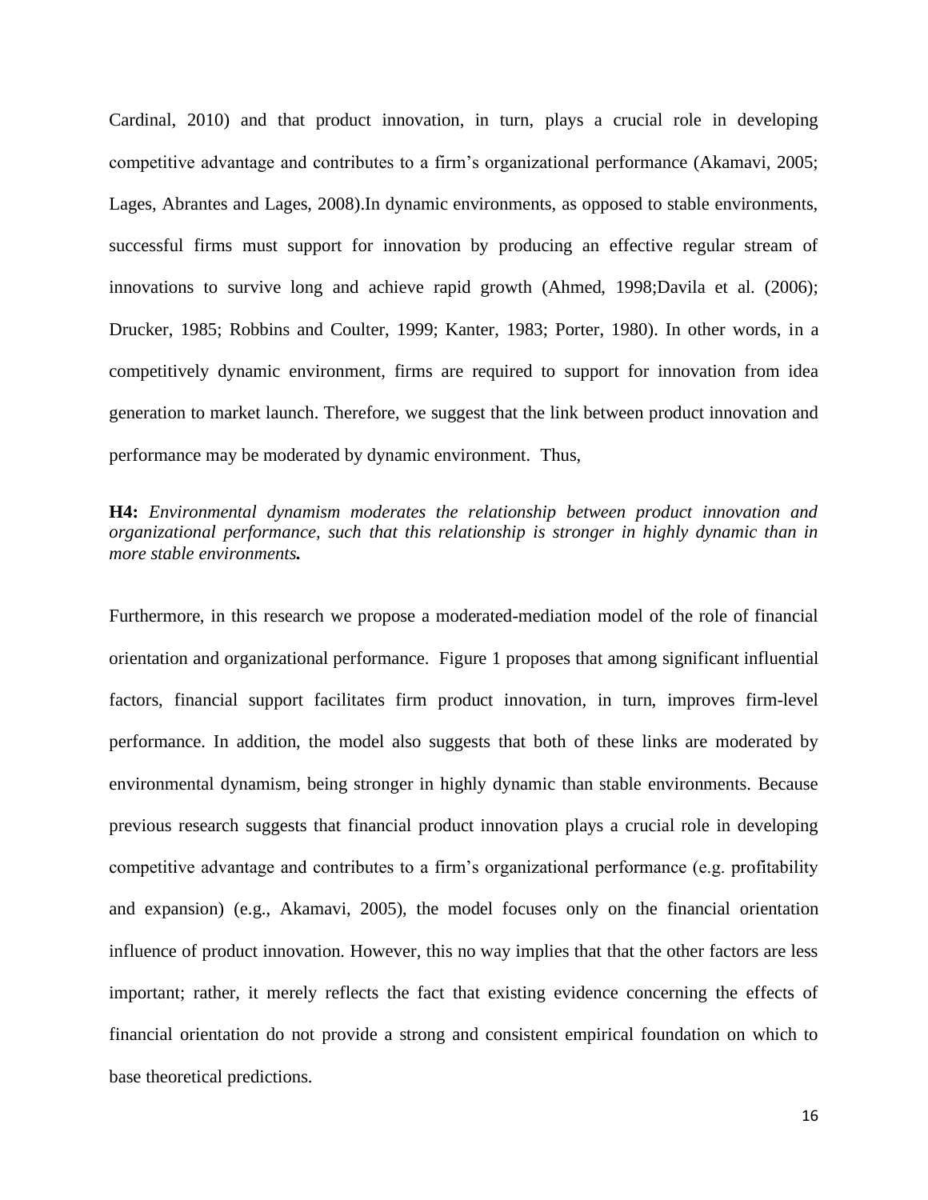Cardinal, 2010) and that product innovation, in turn, plays a crucial role in developing competitive advantage and contributes to a firm's organizational performance (Akamavi, 2005; Lages, Abrantes and Lages, 2008).In dynamic environments, as opposed to stable environments, successful firms must support for innovation by producing an effective regular stream of innovations to survive long and achieve rapid growth (Ahmed, 1998;Davila et al. (2006); Drucker, 1985; Robbins and Coulter, 1999; Kanter, 1983; Porter, 1980). In other words, in a competitively dynamic environment, firms are required to support for innovation from idea generation to market launch. Therefore, we suggest that the link between product innovation and performance may be moderated by dynamic environment. Thus,

**H4:** *Environmental dynamism moderates the relationship between product innovation and organizational performance, such that this relationship is stronger in highly dynamic than in more stable environments.*

Furthermore, in this research we propose a moderated-mediation model of the role of financial orientation and organizational performance. Figure 1 proposes that among significant influential factors, financial support facilitates firm product innovation, in turn, improves firm-level performance. In addition, the model also suggests that both of these links are moderated by environmental dynamism, being stronger in highly dynamic than stable environments. Because previous research suggests that financial product innovation plays a crucial role in developing competitive advantage and contributes to a firm's organizational performance (e.g. profitability and expansion) (e.g., Akamavi, 2005), the model focuses only on the financial orientation influence of product innovation. However, this no way implies that that the other factors are less important; rather, it merely reflects the fact that existing evidence concerning the effects of financial orientation do not provide a strong and consistent empirical foundation on which to base theoretical predictions.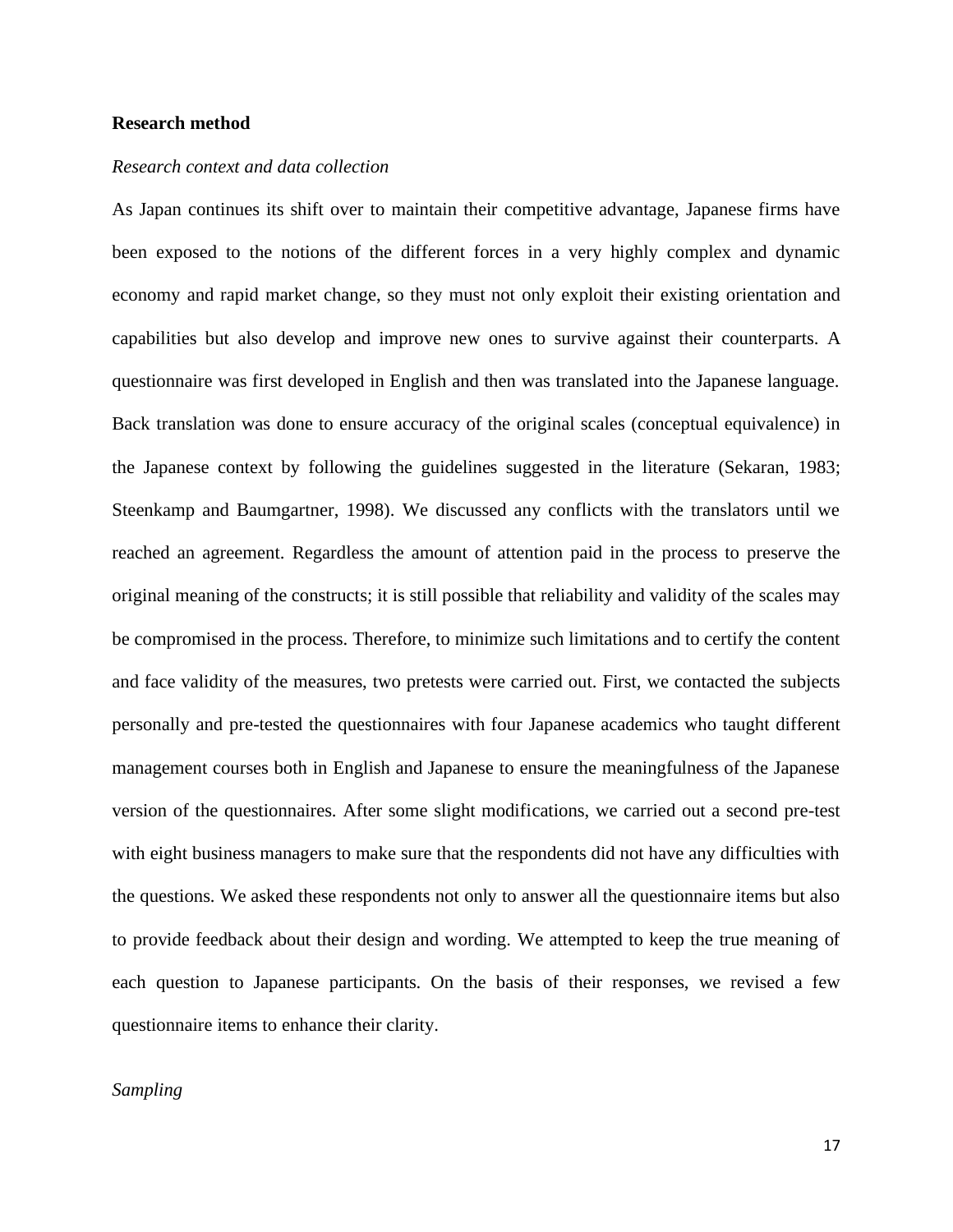**Research method**

*Research context and data collection*

As Japan continues its shift over to maintain their competitive advantage, Japanese firms have been exposed to the notions of the different forces in a very highly complex and dynamic economy and rapid market change, so they must not only exploit their existing orientation and capabilities but also develop and improve new ones to survive against their counterparts. A questionnaire was first developed in English and then was translated into the Japanese language. Back translation was done to ensure accuracy of the original scales (conceptual equivalence) in the Japanese context by following the guidelines suggested in the literature (Sekaran, 1983; Steenkamp and Baumgartner, 1998). We discussed any conflicts with the translators until we reached an agreement. Regardless the amount of attention paid in the process to preserve the original meaning of the constructs; it is still possible that reliability and validity of the scales may be compromised in the process. Therefore, to minimize such limitations and to certify the content and face validity of the measures, two pretests were carried out. First, we contacted the subjects personally and pre-tested the questionnaires with four Japanese academics who taught different management courses both in English and Japanese to ensure the meaningfulness of the Japanese version of the questionnaires. After some slight modifications, we carried out a second pre-test with eight business managers to make sure that the respondents did not have any difficulties with the questions. We asked these respondents not only to answer all the questionnaire items but also to provide feedback about their design and wording. We attempted to keep the true meaning of each question to Japanese participants. On the basis of their responses, we revised a few questionnaire items to enhance their clarity.

*Sampling*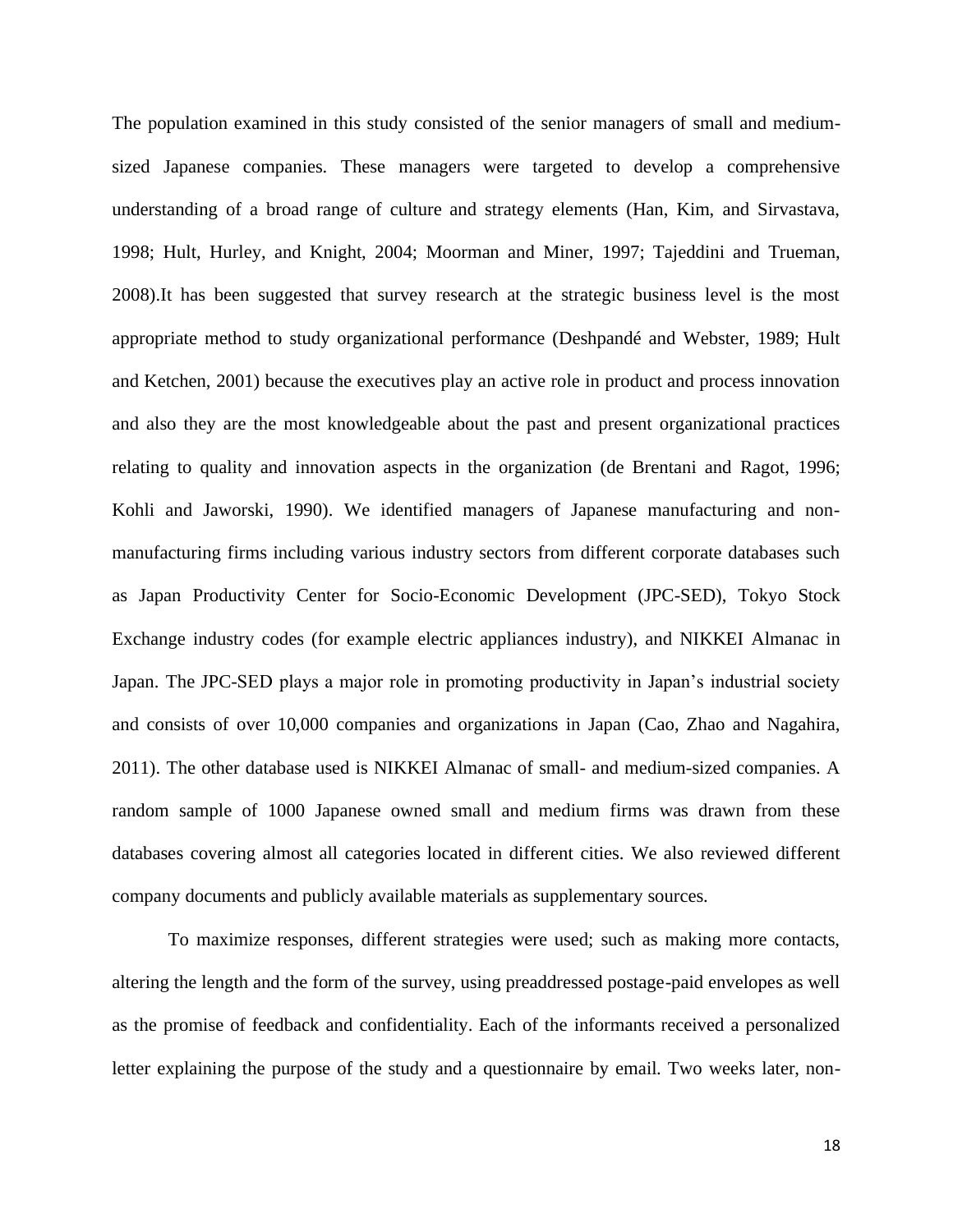The population examined in this study consisted of the senior managers of small and medium-sized Japanese companies. These managers were targeted to develop a comprehensive understanding of a broad range of culture and strategy elements (Han, Kim, and Sirvastava, 1998; Hult, Hurley, and Knight, 2004; Moorman and Miner, 1997; Tajeddini and Trueman, 2008).It has been suggested that survey research at the strategic business level is the most appropriate method to study organizational performance (Deshpandé and Webster, 1989; Hult and Ketchen, 2001) because the executives play an active role in product and process innovation and also they are the most knowledgeable about the past and present organizational practices relating to quality and innovation aspects in the organization (de Brentani and Ragot, 1996; Kohli and Jaworski, 1990). We identified managers of Japanese manufacturing and non-manufacturing firms including various industry sectors from different corporate databases such as Japan Productivity Center for Socio-Economic Development (JPC-SED), Tokyo Stock Exchange industry codes (for example electric appliances industry), and NIKKEI Almanac in Japan. The JPC-SED plays a major role in promoting productivity in Japan's industrial society and consists of over 10,000 companies and organizations in Japan (Cao, Zhao and Nagahira, 2011). The other database used is NIKKEI Almanac of small- and medium-sized companies. A random sample of 1000 Japanese owned small and medium firms was drawn from these databases covering almost all categories located in different cities. We also reviewed different company documents and publicly available materials as supplementary sources.

To maximize responses, different strategies were used; such as making more contacts, altering the length and the form of the survey, using preaddressed postage-paid envelopes as well as the promise of feedback and confidentiality. Each of the informants received a personalized letter explaining the purpose of the study and a questionnaire by email. Two weeks later, non-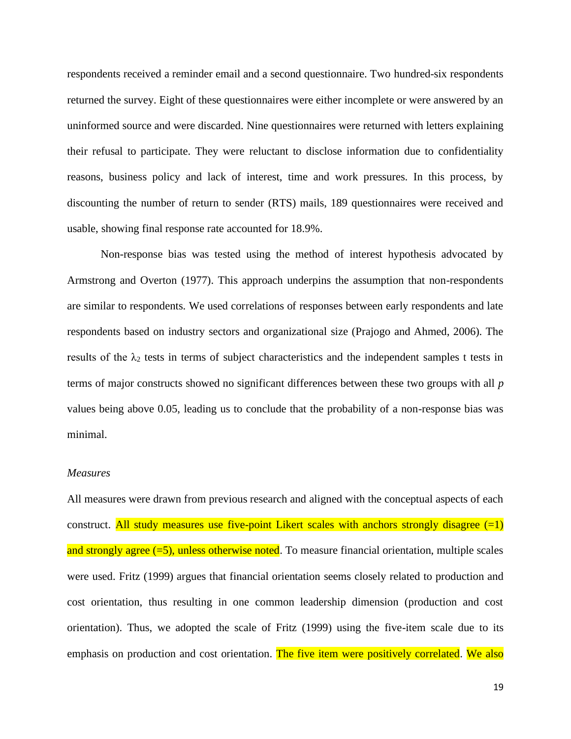respondents received a reminder email and a second questionnaire. Two hundred-six respondents returned the survey. Eight of these questionnaires were either incomplete or were answered by an uninformed source and were discarded. Nine questionnaires were returned with letters explaining their refusal to participate. They were reluctant to disclose information due to confidentiality reasons, business policy and lack of interest, time and work pressures. In this process, by discounting the number of return to sender (RTS) mails, 189 questionnaires were received and usable, showing final response rate accounted for 18.9%.

Non-response bias was tested using the method of interest hypothesis advocated by Armstrong and Overton (1977). This approach underpins the assumption that non-respondents are similar to respondents. We used correlations of responses between early respondents and late respondents based on industry sectors and organizational size (Prajogo and Ahmed, 2006). The results of the $\lambda_2$ tests in terms of subject characteristics and the independent samples t tests in terms of major constructs showed no significant differences between these two groups with all $p$ values being above 0.05, leading us to conclude that the probability of a non-response bias was minimal.

*Measures*

All measures were drawn from previous research and aligned with the conceptual aspects of each construct. All study measures use five-point Likert scales with anchors strongly disagree (=1) and strongly agree (=5), unless otherwise noted. To measure financial orientation, multiple scales were used. Fritz (1999) argues that financial orientation seems closely related to production and cost orientation, thus resulting in one common leadership dimension (production and cost orientation). Thus, we adopted the scale of Fritz (1999) using the five-item scale due to its emphasis on production and cost orientation. The five item were positively correlated. We also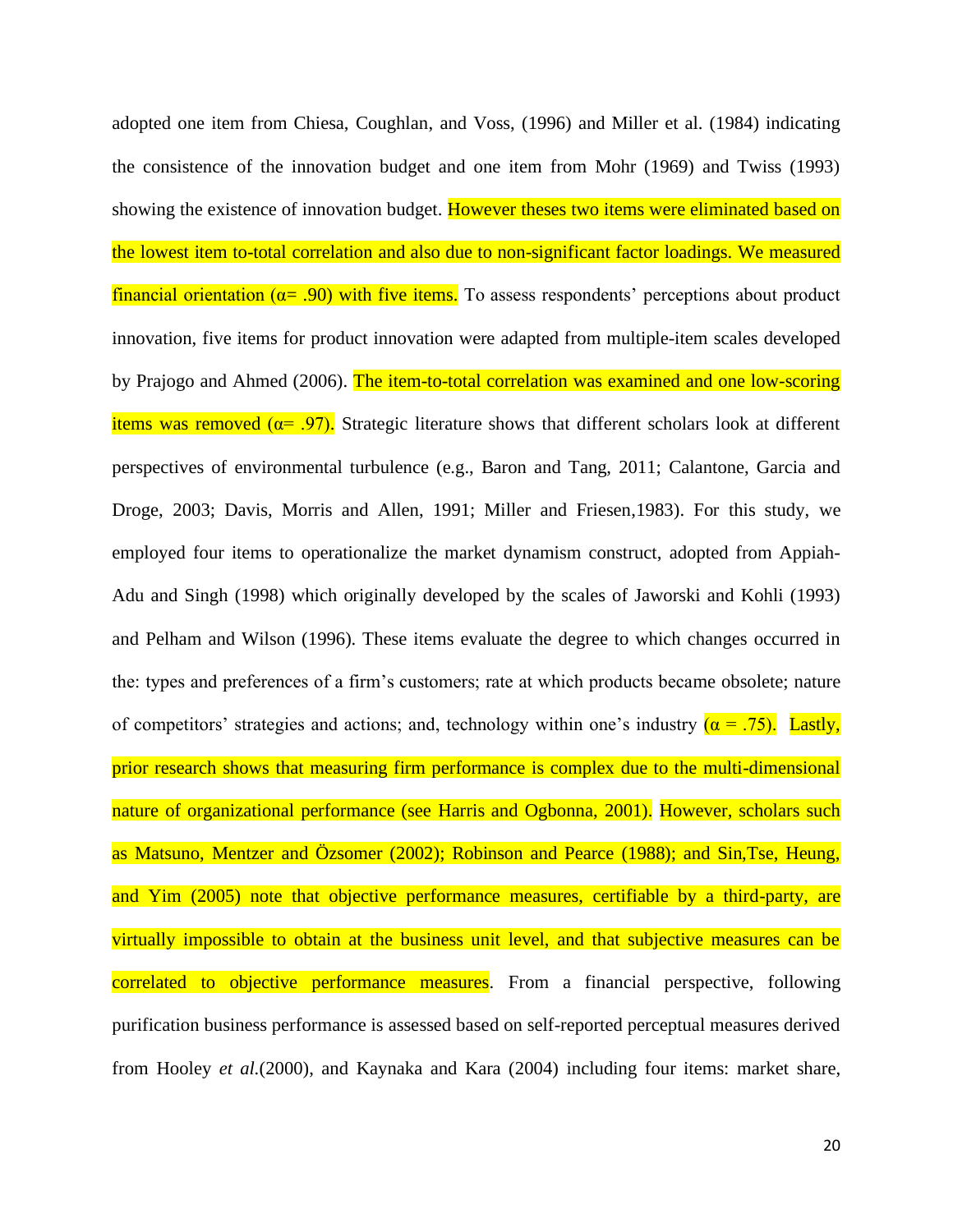adopted one item from Chiesa, Coughlan, and Voss, (1996) and Miller et al. (1984) indicating the consistence of the innovation budget and one item from Mohr (1969) and Twiss (1993) showing the existence of innovation budget. However theses two items were eliminated based on the lowest item to-total correlation and also due to non-significant factor loadings. We measured financial orientation ($\alpha$= .90) with five items. To assess respondents' perceptions about product innovation, five items for product innovation were adapted from multiple-item scales developed by Prajogo and Ahmed (2006). The item-to-total correlation was examined and one low-scoring items was removed ($\alpha$= .97). Strategic literature shows that different scholars look at different perspectives of environmental turbulence (e.g., Baron and Tang, 2011; Calantone, Garcia and Droge, 2003; Davis, Morris and Allen, 1991; Miller and Friesen,1983). For this study, we employed four items to operationalize the market dynamism construct, adopted from Appiah-Adu and Singh (1998) which originally developed by the scales of Jaworski and Kohli (1993) and Pelham and Wilson (1996). These items evaluate the degree to which changes occurred in the: types and preferences of a firm's customers; rate at which products became obsolete; nature of competitors' strategies and actions; and, technology within one's industry ($\alpha$ = .75). Lastly, prior research shows that measuring firm performance is complex due to the multi-dimensional nature of organizational performance (see Harris and Ogbonna, 2001). However, scholars such as Matsuno, Mentzer and Özsomer (2002); Robinson and Pearce (1988); and Sin,Tse, Heung, and Yim (2005) note that objective performance measures, certifiable by a third-party, are virtually impossible to obtain at the business unit level, and that subjective measures can be correlated to objective performance measures. From a financial perspective, following purification business performance is assessed based on self-reported perceptual measures derived from Hooley *et al.*(2000), and Kaynaka and Kara (2004) including four items: market share,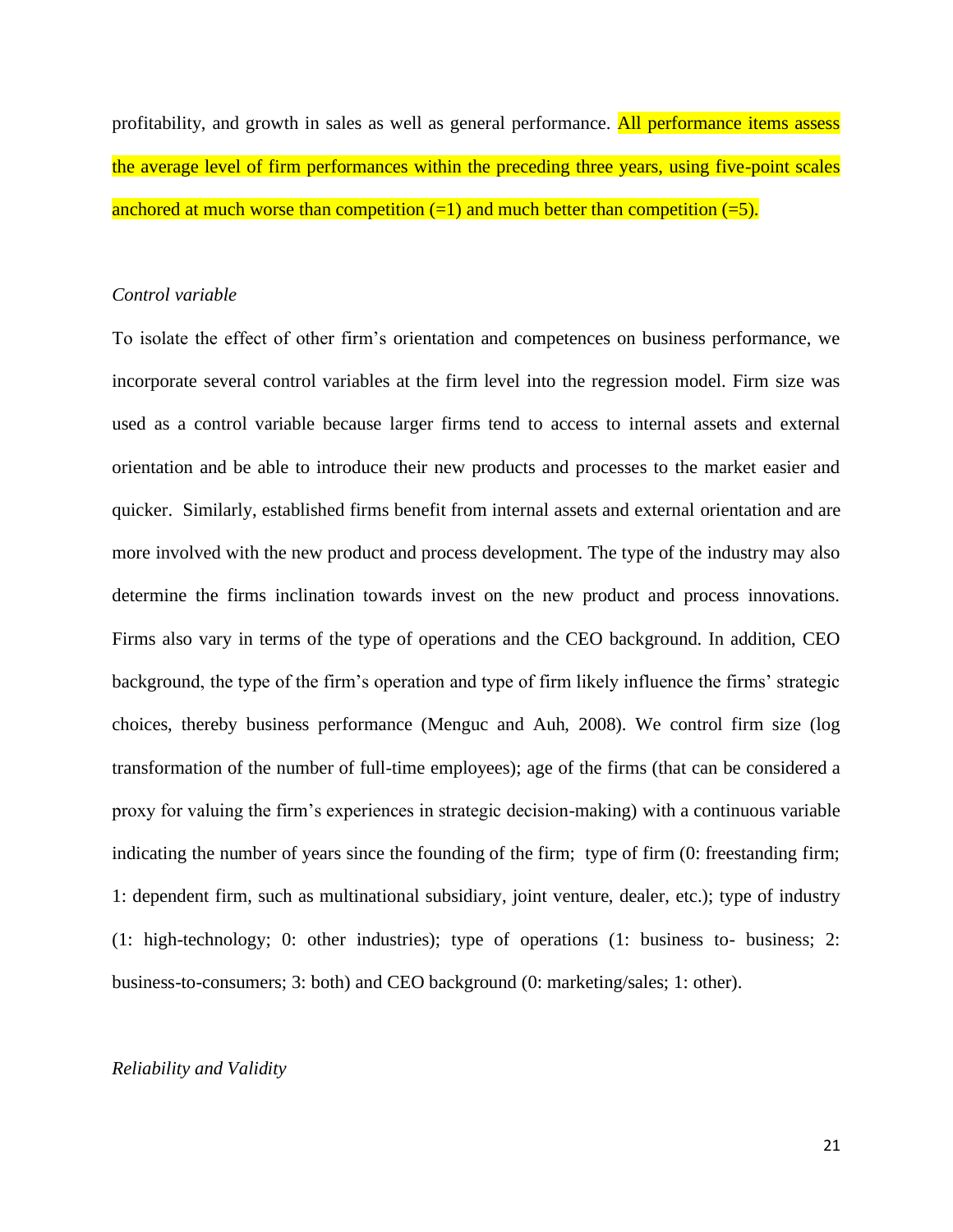profitability, and growth in sales as well as general performance. All performance items assess the average level of firm performances within the preceding three years, using five-point scales anchored at much worse than competition (=1) and much better than competition (=5).

*Control variable*

To isolate the effect of other firm's orientation and competences on business performance, we incorporate several control variables at the firm level into the regression model. Firm size was used as a control variable because larger firms tend to access to internal assets and external orientation and be able to introduce their new products and processes to the market easier and quicker. Similarly, established firms benefit from internal assets and external orientation and are more involved with the new product and process development. The type of the industry may also determine the firms inclination towards invest on the new product and process innovations. Firms also vary in terms of the type of operations and the CEO background. In addition, CEO background, the type of the firm's operation and type of firm likely influence the firms' strategic choices, thereby business performance (Menguc and Auh, 2008). We control firm size (log transformation of the number of full-time employees); age of the firms (that can be considered a proxy for valuing the firm's experiences in strategic decision-making) with a continuous variable indicating the number of years since the founding of the firm; type of firm (0: freestanding firm; 1: dependent firm, such as multinational subsidiary, joint venture, dealer, etc.); type of industry (1: high-technology; 0: other industries); type of operations (1: business to- business; 2: business-to-consumers; 3: both) and CEO background (0: marketing/sales; 1: other).

*Reliability and Validity*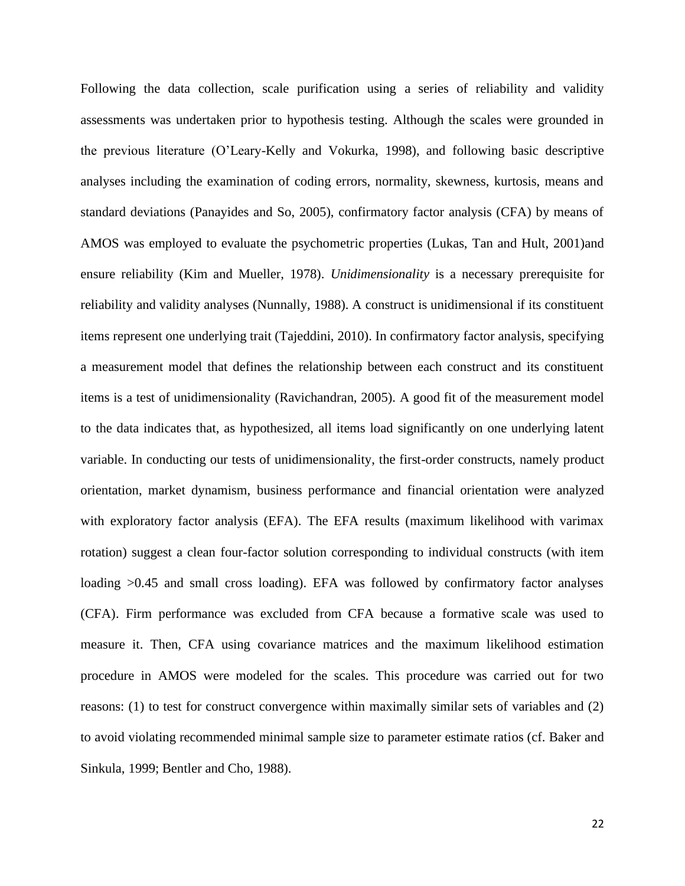Following the data collection, scale purification using a series of reliability and validity assessments was undertaken prior to hypothesis testing. Although the scales were grounded in the previous literature (O'Leary-Kelly and Vokurka, 1998), and following basic descriptive analyses including the examination of coding errors, normality, skewness, kurtosis, means and standard deviations (Panayides and So, 2005), confirmatory factor analysis (CFA) by means of AMOS was employed to evaluate the psychometric properties (Lukas, Tan and Hult, 2001)and ensure reliability (Kim and Mueller, 1978). *Unidimensionality* is a necessary prerequisite for reliability and validity analyses (Nunnally, 1988). A construct is unidimensional if its constituent items represent one underlying trait (Tajeddini, 2010). In confirmatory factor analysis, specifying a measurement model that defines the relationship between each construct and its constituent items is a test of unidimensionality (Ravichandran, 2005). A good fit of the measurement model to the data indicates that, as hypothesized, all items load significantly on one underlying latent variable. In conducting our tests of unidimensionality, the first-order constructs, namely product orientation, market dynamism, business performance and financial orientation were analyzed with exploratory factor analysis (EFA). The EFA results (maximum likelihood with varimax rotation) suggest a clean four-factor solution corresponding to individual constructs (with item loading >0.45 and small cross loading). EFA was followed by confirmatory factor analyses (CFA). Firm performance was excluded from CFA because a formative scale was used to measure it. Then, CFA using covariance matrices and the maximum likelihood estimation procedure in AMOS were modeled for the scales. This procedure was carried out for two reasons: (1) to test for construct convergence within maximally similar sets of variables and (2) to avoid violating recommended minimal sample size to parameter estimate ratios (cf. Baker and Sinkula, 1999; Bentler and Cho, 1988).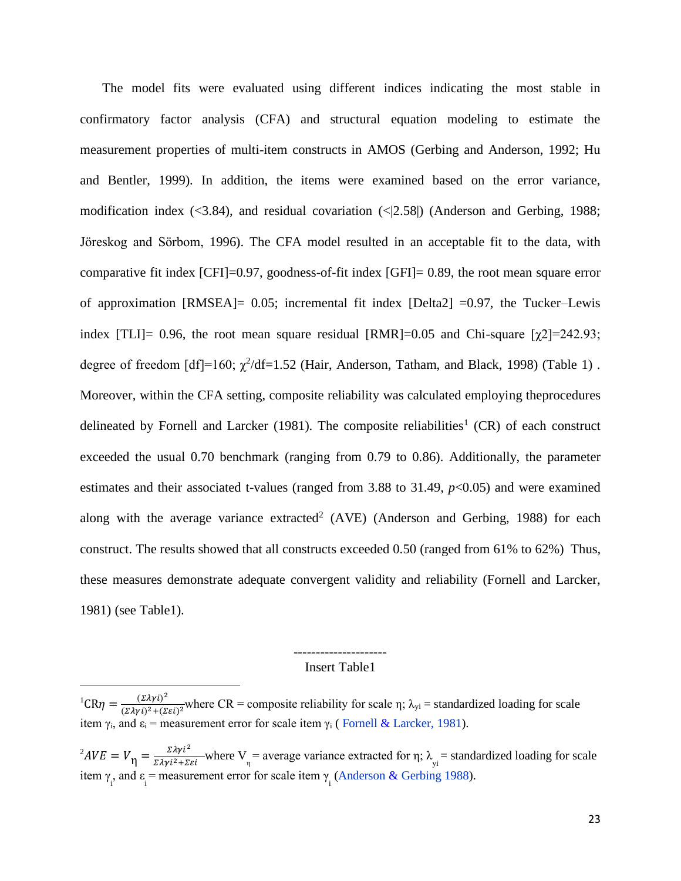The model fits were evaluated using different indices indicating the most stable in confirmatory factor analysis (CFA) and structural equation modeling to estimate the measurement properties of multi-item constructs in AMOS (Gerbing and Anderson, 1992; Hu and Bentler, 1999). In addition, the items were examined based on the error variance, modification index (<3.84), and residual covariation (<|2.58|) (Anderson and Gerbing, 1988; Jöreskog and Sörbom, 1996). The CFA model resulted in an acceptable fit to the data, with comparative fit index [CFI]=0.97, goodness-of-fit index [GFI]= 0.89, the root mean square error of approximation [RMSEA]= 0.05; incremental fit index [Delta2] =0.97, the Tucker–Lewis index [TLI]= 0.96, the root mean square residual [RMR]=0.05 and Chi-square [$\chi 2$]=242.93; degree of freedom [df]=160; $\chi^2$/df=1.52 (Hair, Anderson, Tatham, and Black, 1998) (Table 1) . Moreover, within the CFA setting, composite reliability was calculated employing theprocedures delineated by Fornell and Larcker (1981). The composite reliabilities[1] (CR) of each construct exceeded the usual 0.70 benchmark (ranging from 0.79 to 0.86). Additionally, the parameter estimates and their associated t-values (ranged from 3.88 to 31.49, $p$<0.05) and were examined along with the average variance extracted[2] (AVE) (Anderson and Gerbing, 1988) for each construct. The results showed that all constructs exceeded 0.50 (ranged from 61% to 62%)  Thus, these measures demonstrate adequate convergent validity and reliability (Fornell and Larcker, 1981) (see Table1).

---------------------

Insert Table1

[1] $CR\eta = \frac{(\Sigma\lambda\gamma i)^2}{(\Sigma\lambda\gamma i)^2 + (\Sigma\varepsilon i)^2}$ where CR = composite reliability for scale η; $\lambda_{yi}$ = standardized loading for scale item $\gamma_i$, and $\varepsilon_i$ = measurement error for scale item $\gamma_i$ ( Fornell & Larcker, 1981).

[2] $AVE = V_\eta = \frac{\Sigma\lambda\gamma i^2}{\Sigma\lambda\gamma i^2 + \Sigma\varepsilon i}$ where $V_\eta$ = average variance extracted for η; $\lambda_{yi}$ = standardized loading for scale item $\gamma_i$, and $\varepsilon_i$ = measurement error for scale item $\gamma_i$ (Anderson & Gerbing 1988).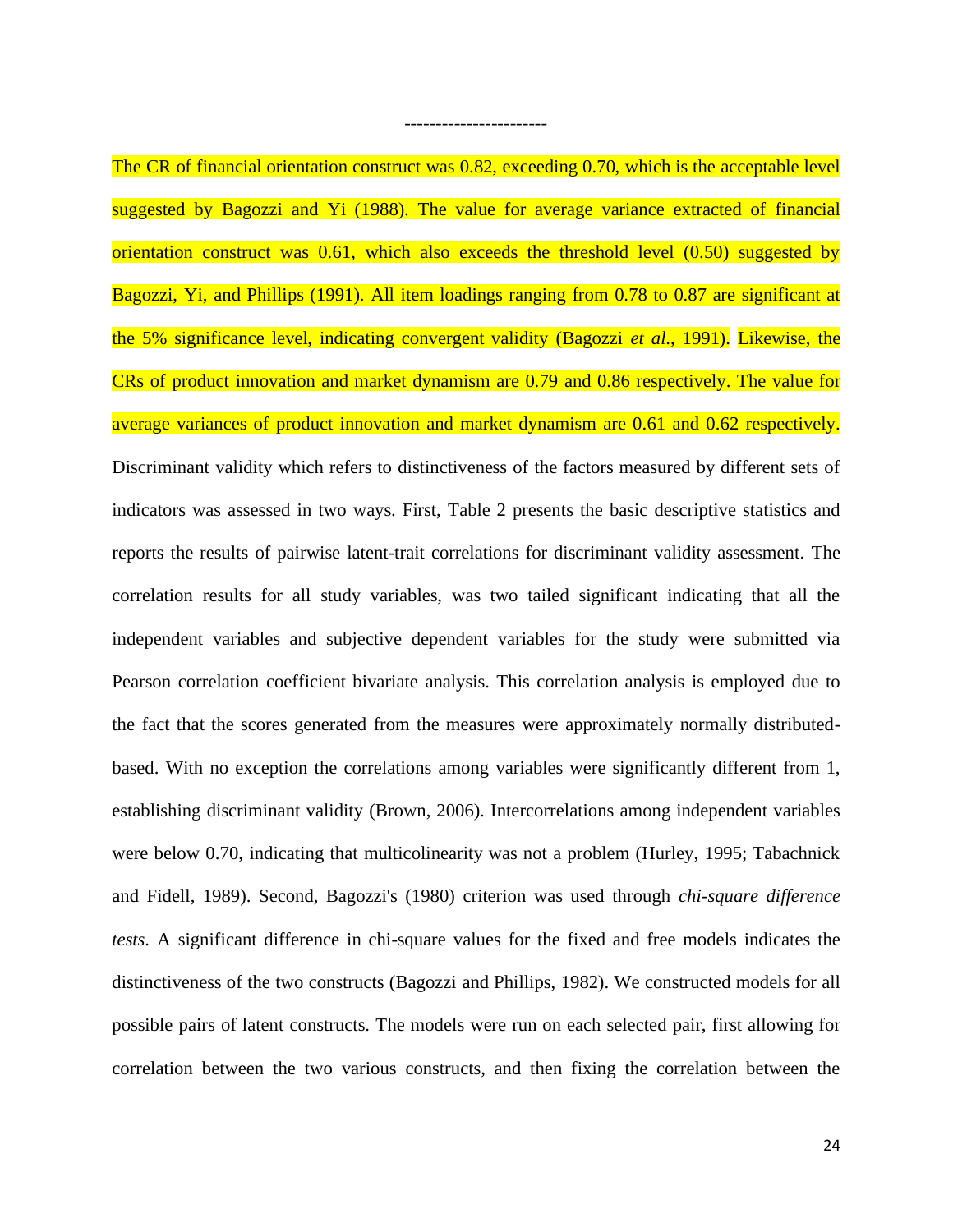----------------------

The CR of financial orientation construct was 0.82, exceeding 0.70, which is the acceptable level suggested by Bagozzi and Yi (1988). The value for average variance extracted of financial orientation construct was 0.61, which also exceeds the threshold level (0.50) suggested by Bagozzi, Yi, and Phillips (1991). All item loadings ranging from 0.78 to 0.87 are significant at the 5% significance level, indicating convergent validity (Bagozzi *et al*., 1991). Likewise, the CRs of product innovation and market dynamism are 0.79 and 0.86 respectively. The value for average variances of product innovation and market dynamism are 0.61 and 0.62 respectively. Discriminant validity which refers to distinctiveness of the factors measured by different sets of indicators was assessed in two ways. First, Table 2 presents the basic descriptive statistics and reports the results of pairwise latent-trait correlations for discriminant validity assessment. The correlation results for all study variables, was two tailed significant indicating that all the independent variables and subjective dependent variables for the study were submitted via Pearson correlation coefficient bivariate analysis. This correlation analysis is employed due to the fact that the scores generated from the measures were approximately normally distributed-based. With no exception the correlations among variables were significantly different from 1, establishing discriminant validity (Brown, 2006). Intercorrelations among independent variables were below 0.70, indicating that multicolinearity was not a problem (Hurley, 1995; Tabachnick and Fidell, 1989). Second, Bagozzi's (1980) criterion was used through *chi-square difference tests*. A significant difference in chi-square values for the fixed and free models indicates the distinctiveness of the two constructs (Bagozzi and Phillips, 1982). We constructed models for all possible pairs of latent constructs. The models were run on each selected pair, first allowing for correlation between the two various constructs, and then fixing the correlation between the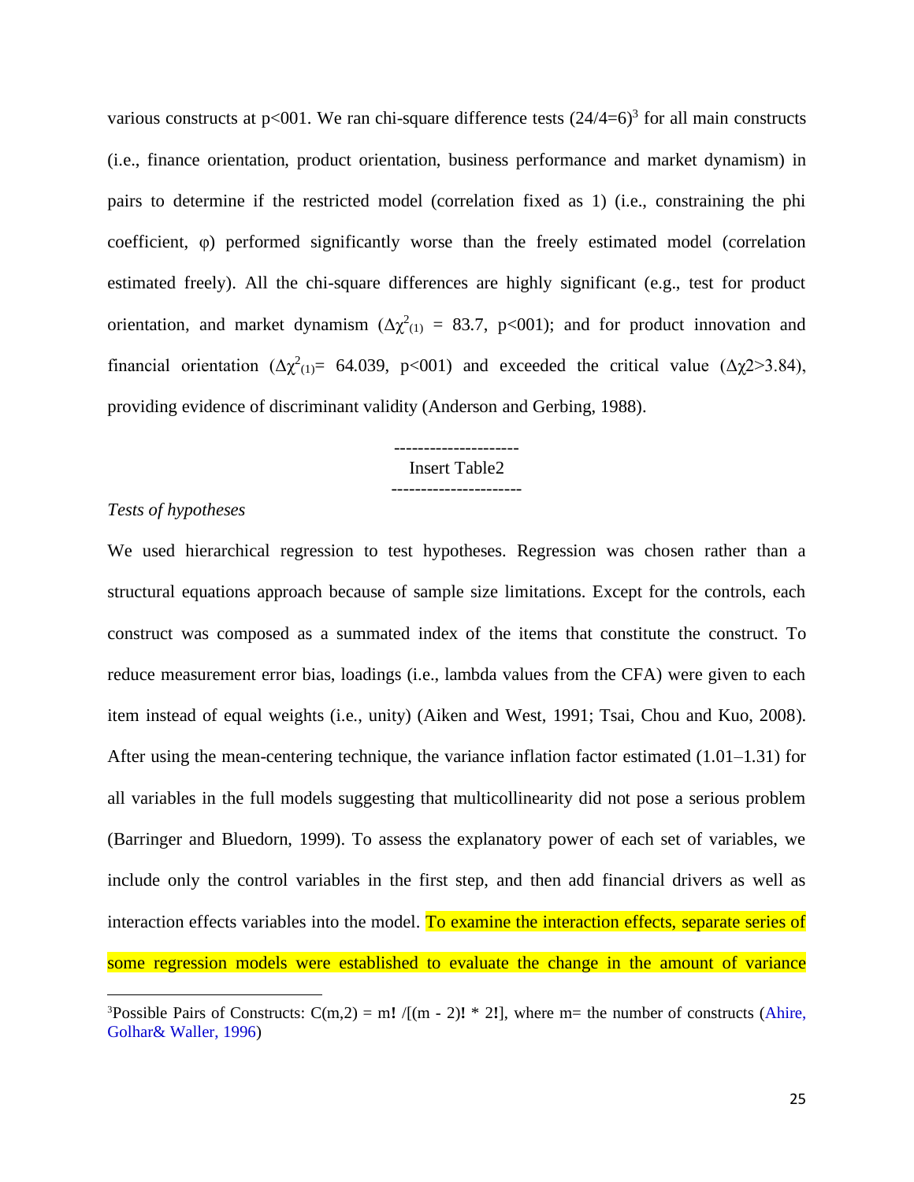various constructs at p<001. We ran chi-square difference tests (24/4=6)[3] for all main constructs (i.e., finance orientation, product orientation, business performance and market dynamism) in pairs to determine if the restricted model (correlation fixed as 1) (i.e., constraining the phi coefficient, φ) performed significantly worse than the freely estimated model (correlation estimated freely). All the chi-square differences are highly significant (e.g., test for product orientation, and market dynamism ($\Delta\chi^2_{(1)}$ = 83.7, p<001); and for product innovation and financial orientation ($\Delta\chi^2_{(1)}$= 64.039, p<001) and exceeded the critical value ($\Delta\chi2>3.84$), providing evidence of discriminant validity (Anderson and Gerbing, 1988).

---------------------
Insert Table2
----------------------

*Tests of hypotheses*

We used hierarchical regression to test hypotheses. Regression was chosen rather than a structural equations approach because of sample size limitations. Except for the controls, each construct was composed as a summated index of the items that constitute the construct. To reduce measurement error bias, loadings (i.e., lambda values from the CFA) were given to each item instead of equal weights (i.e., unity) (Aiken and West, 1991; Tsai, Chou and Kuo, 2008). After using the mean-centering technique, the variance inflation factor estimated (1.01–1.31) for all variables in the full models suggesting that multicollinearity did not pose a serious problem (Barringer and Bluedorn, 1999). To assess the explanatory power of each set of variables, we include only the control variables in the first step, and then add financial drivers as well as interaction effects variables into the model. To examine the interaction effects, separate series of some regression models were established to evaluate the change in the amount of variance

[3]Possible Pairs of Constructs: C(m,2) = m! /[(m - 2)! * 2!], where m= the number of constructs (Ahire, Golhar& Waller, 1996)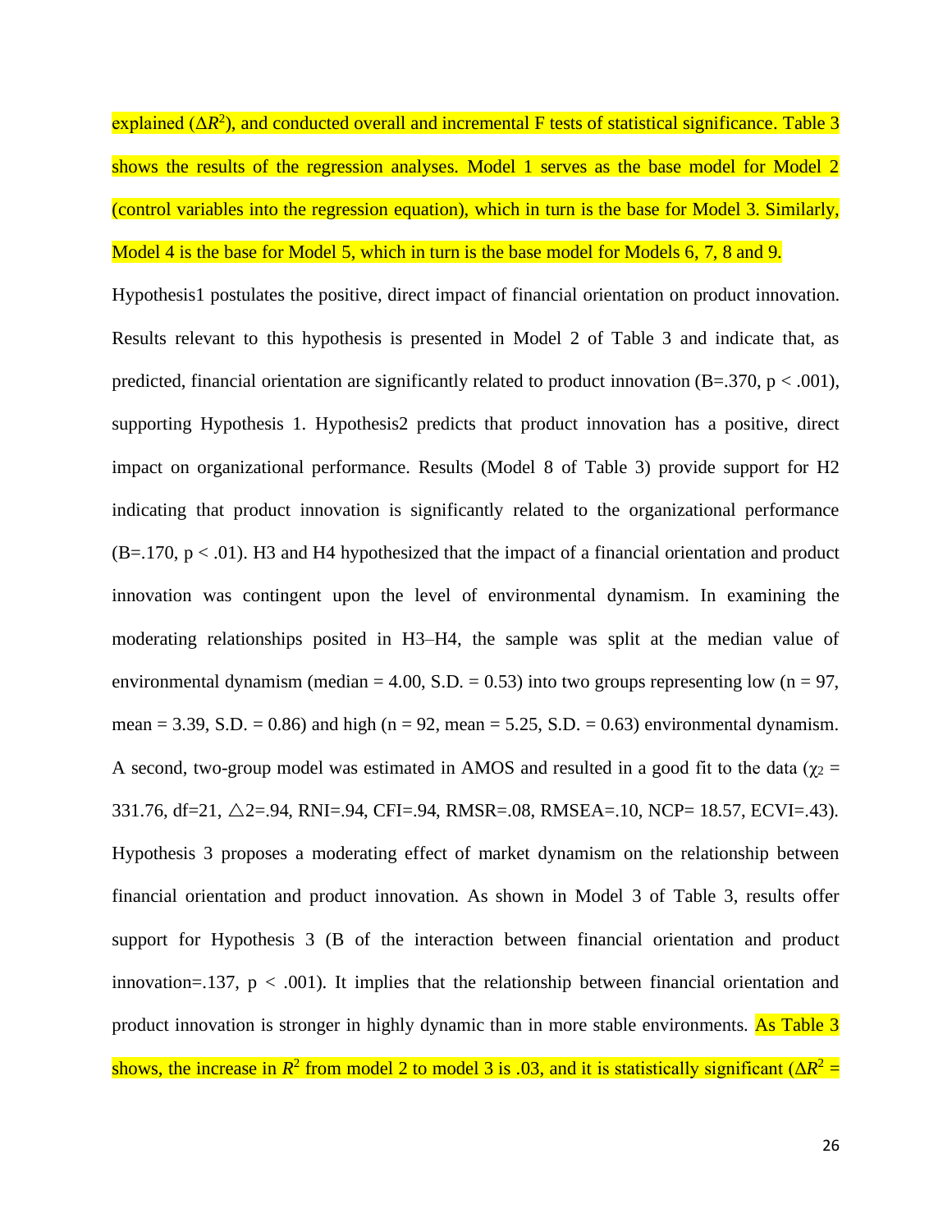explained ($\Delta R^2$), and conducted overall and incremental F tests of statistical significance. Table 3 shows the results of the regression analyses. Model 1 serves as the base model for Model 2 (control variables into the regression equation), which in turn is the base for Model 3. Similarly, Model 4 is the base for Model 5, which in turn is the base model for Models 6, 7, 8 and 9.

Hypothesis1 postulates the positive, direct impact of financial orientation on product innovation. Results relevant to this hypothesis is presented in Model 2 of Table 3 and indicate that, as predicted, financial orientation are significantly related to product innovation (B=.370, $p < .001$), supporting Hypothesis 1. Hypothesis2 predicts that product innovation has a positive, direct impact on organizational performance. Results (Model 8 of Table 3) provide support for H2 indicating that product innovation is significantly related to the organizational performance (B=.170, $p < .01$). H3 and H4 hypothesized that the impact of a financial orientation and product innovation was contingent upon the level of environmental dynamism. In examining the moderating relationships posited in H3–H4, the sample was split at the median value of environmental dynamism (median = 4.00, S.D. = 0.53) into two groups representing low (n = 97, mean = 3.39, S.D. = 0.86) and high (n = 92, mean = 5.25, S.D. = 0.63) environmental dynamism. A second, two-group model was estimated in AMOS and resulted in a good fit to the data ($\chi_2$ = 331.76, df=21, △2=.94, RNI=.94, CFI=.94, RMSR=.08, RMSEA=.10, NCP= 18.57, ECVI=.43). Hypothesis 3 proposes a moderating effect of market dynamism on the relationship between financial orientation and product innovation. As shown in Model 3 of Table 3, results offer support for Hypothesis 3 (B of the interaction between financial orientation and product innovation=.137, $p < .001$). It implies that the relationship between financial orientation and product innovation is stronger in highly dynamic than in more stable environments. As Table 3 shows, the increase in $R^2$ from model 2 to model 3 is .03, and it is statistically significant ($\Delta R^2$ =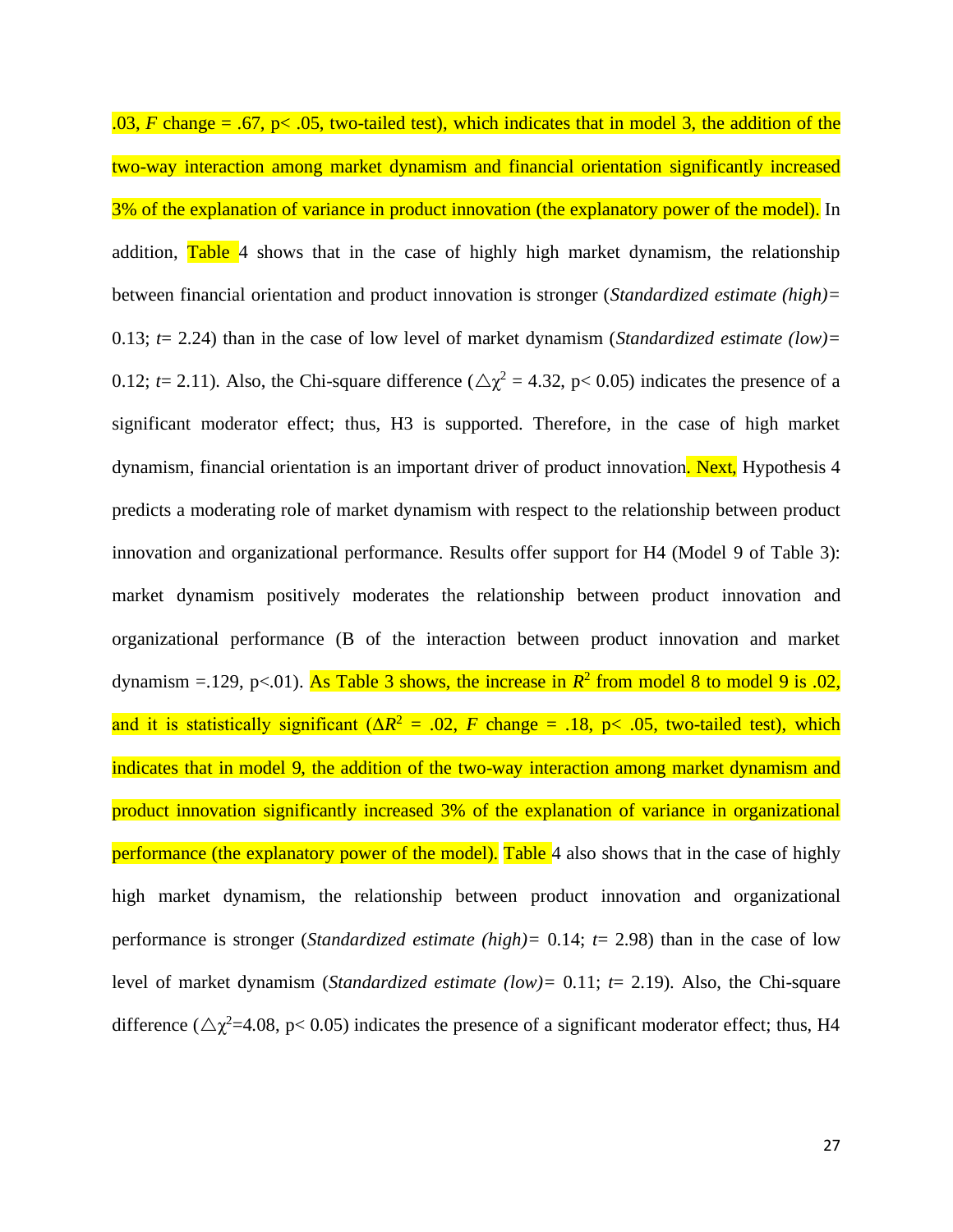.03, $F$ change = .67, $p < .05$, two-tailed test), which indicates that in model 3, the addition of the two-way interaction among market dynamism and financial orientation significantly increased 3% of the explanation of variance in product innovation (the explanatory power of the model). In addition, Table 4 shows that in the case of highly high market dynamism, the relationship between financial orientation and product innovation is stronger (*Standardized estimate (high)*= 0.13; $t$= 2.24) than in the case of low level of market dynamism (*Standardized estimate (low)*= 0.12; $t$= 2.11). Also, the Chi-square difference ($\triangle\chi^2 = 4.32$, $p < 0.05$) indicates the presence of a significant moderator effect; thus, H3 is supported. Therefore, in the case of high market dynamism, financial orientation is an important driver of product innovation. Next, Hypothesis 4 predicts a moderating role of market dynamism with respect to the relationship between product innovation and organizational performance. Results offer support for H4 (Model 9 of Table 3): market dynamism positively moderates the relationship between product innovation and organizational performance (B of the interaction between product innovation and market dynamism =.129, $p<.01$). As Table 3 shows, the increase in $R^2$ from model 8 to model 9 is .02, and it is statistically significant ($\Delta R^2 = .02$, $F$ change = .18, $p < .05$, two-tailed test), which indicates that in model 9, the addition of the two-way interaction among market dynamism and product innovation significantly increased 3% of the explanation of variance in organizational performance (the explanatory power of the model). Table 4 also shows that in the case of highly high market dynamism, the relationship between product innovation and organizational performance is stronger (*Standardized estimate (high)*= 0.14; $t$= 2.98) than in the case of low level of market dynamism (*Standardized estimate (low)*= 0.11; $t$= 2.19). Also, the Chi-square difference ($\triangle\chi^2$=4.08, $p < 0.05$) indicates the presence of a significant moderator effect; thus, H4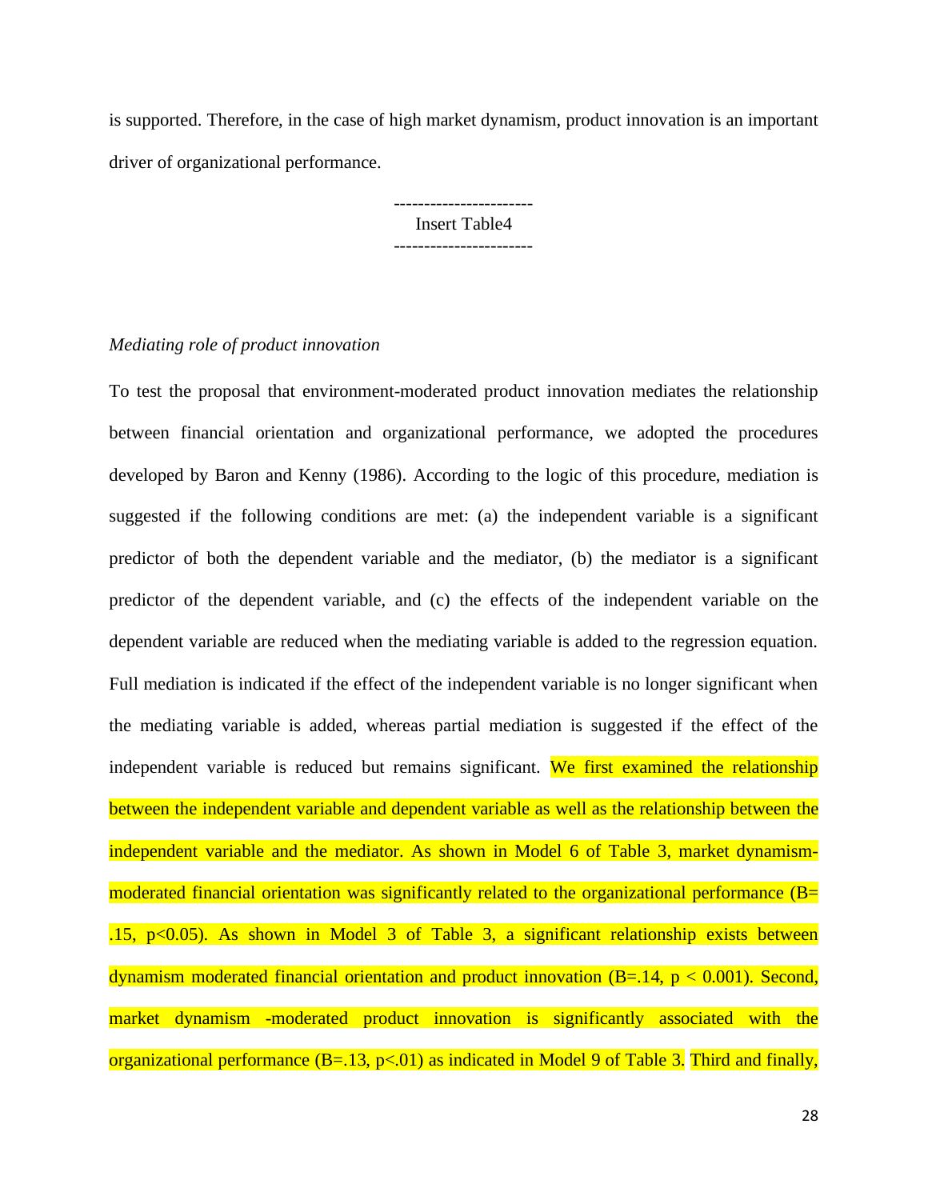is supported. Therefore, in the case of high market dynamism, product innovation is an important driver of organizational performance.

-----------------------
Insert Table4
-----------------------

*Mediating role of product innovation*

To test the proposal that environment-moderated product innovation mediates the relationship between financial orientation and organizational performance, we adopted the procedures developed by Baron and Kenny (1986). According to the logic of this procedure, mediation is suggested if the following conditions are met: (a) the independent variable is a significant predictor of both the dependent variable and the mediator, (b) the mediator is a significant predictor of the dependent variable, and (c) the effects of the independent variable on the dependent variable are reduced when the mediating variable is added to the regression equation. Full mediation is indicated if the effect of the independent variable is no longer significant when the mediating variable is added, whereas partial mediation is suggested if the effect of the independent variable is reduced but remains significant. We first examined the relationship between the independent variable and dependent variable as well as the relationship between the independent variable and the mediator. As shown in Model 6 of Table 3, market dynamism-moderated financial orientation was significantly related to the organizational performance (B= .15, $p<0.05$). As shown in Model 3 of Table 3, a significant relationship exists between dynamism moderated financial orientation and product innovation (B=.14, $p < 0.001$). Second, market dynamism -moderated product innovation is significantly associated with the organizational performance (B=.13, $p<.01$) as indicated in Model 9 of Table 3. Third and finally,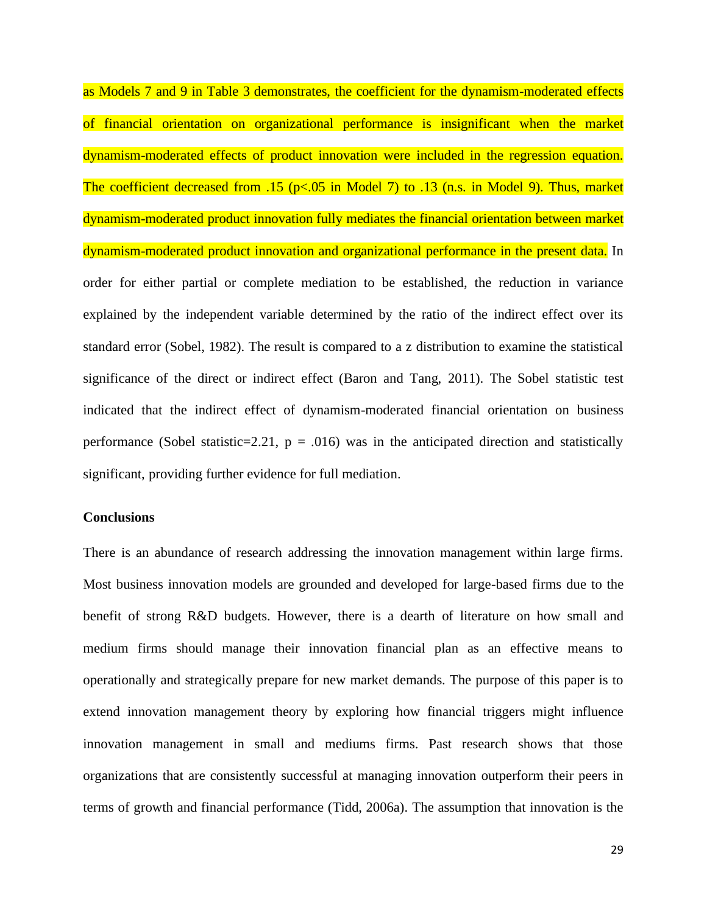as Models 7 and 9 in Table 3 demonstrates, the coefficient for the dynamism-moderated effects of financial orientation on organizational performance is insignificant when the market dynamism-moderated effects of product innovation were included in the regression equation. The coefficient decreased from .15 ($p<.05$ in Model 7) to .13 (n.s. in Model 9). Thus, market dynamism-moderated product innovation fully mediates the financial orientation between market dynamism-moderated product innovation and organizational performance in the present data. In order for either partial or complete mediation to be established, the reduction in variance explained by the independent variable determined by the ratio of the indirect effect over its standard error (Sobel, 1982). The result is compared to a z distribution to examine the statistical significance of the direct or indirect effect (Baron and Tang, 2011). The Sobel statistic test indicated that the indirect effect of dynamism-moderated financial orientation on business performance (Sobel statistic=2.21, $p = .016$) was in the anticipated direction and statistically significant, providing further evidence for full mediation.

## Conclusions

There is an abundance of research addressing the innovation management within large firms. Most business innovation models are grounded and developed for large-based firms due to the benefit of strong R&D budgets. However, there is a dearth of literature on how small and medium firms should manage their innovation financial plan as an effective means to operationally and strategically prepare for new market demands. The purpose of this paper is to extend innovation management theory by exploring how financial triggers might influence innovation management in small and mediums firms. Past research shows that those organizations that are consistently successful at managing innovation outperform their peers in terms of growth and financial performance (Tidd, 2006a). The assumption that innovation is the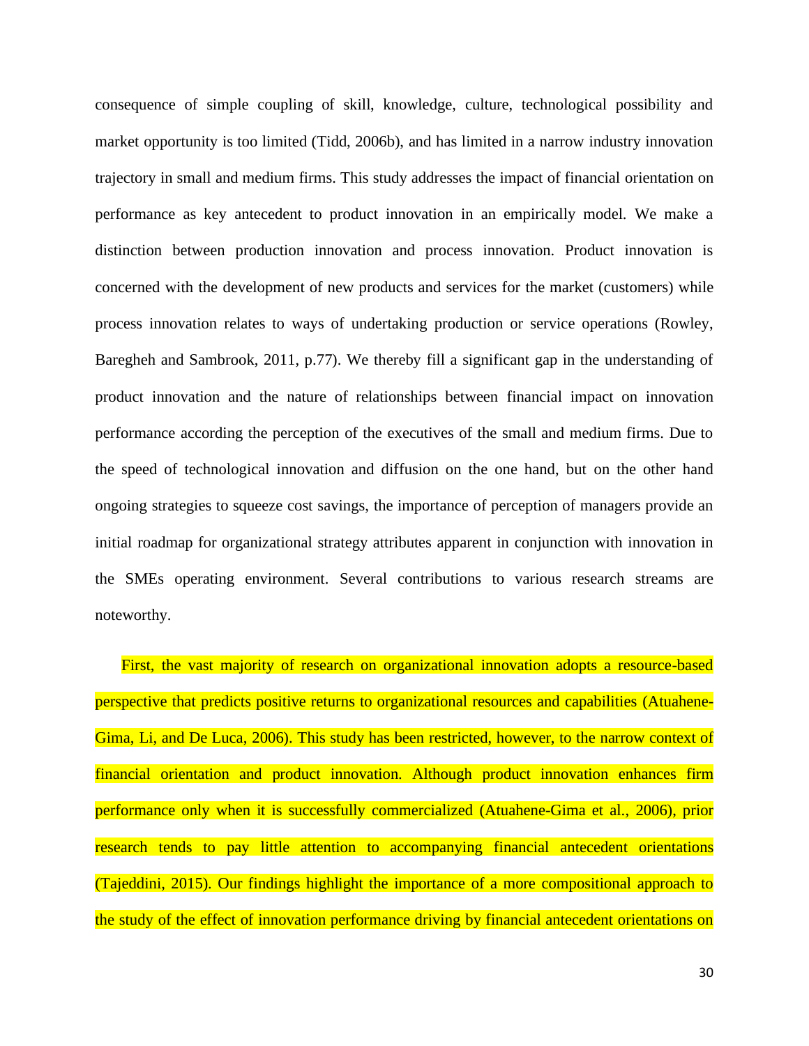consequence of simple coupling of skill, knowledge, culture, technological possibility and market opportunity is too limited (Tidd, 2006b), and has limited in a narrow industry innovation trajectory in small and medium firms. This study addresses the impact of financial orientation on performance as key antecedent to product innovation in an empirically model. We make a distinction between production innovation and process innovation. Product innovation is concerned with the development of new products and services for the market (customers) while process innovation relates to ways of undertaking production or service operations (Rowley, Baregheh and Sambrook, 2011, p.77). We thereby fill a significant gap in the understanding of product innovation and the nature of relationships between financial impact on innovation performance according the perception of the executives of the small and medium firms. Due to the speed of technological innovation and diffusion on the one hand, but on the other hand ongoing strategies to squeeze cost savings, the importance of perception of managers provide an initial roadmap for organizational strategy attributes apparent in conjunction with innovation in the SMEs operating environment. Several contributions to various research streams are noteworthy.

First, the vast majority of research on organizational innovation adopts a resource-based perspective that predicts positive returns to organizational resources and capabilities (Atuahene-Gima, Li, and De Luca, 2006). This study has been restricted, however, to the narrow context of financial orientation and product innovation. Although product innovation enhances firm performance only when it is successfully commercialized (Atuahene-Gima et al., 2006), prior research tends to pay little attention to accompanying financial antecedent orientations (Tajeddini, 2015). Our findings highlight the importance of a more compositional approach to the study of the effect of innovation performance driving by financial antecedent orientations on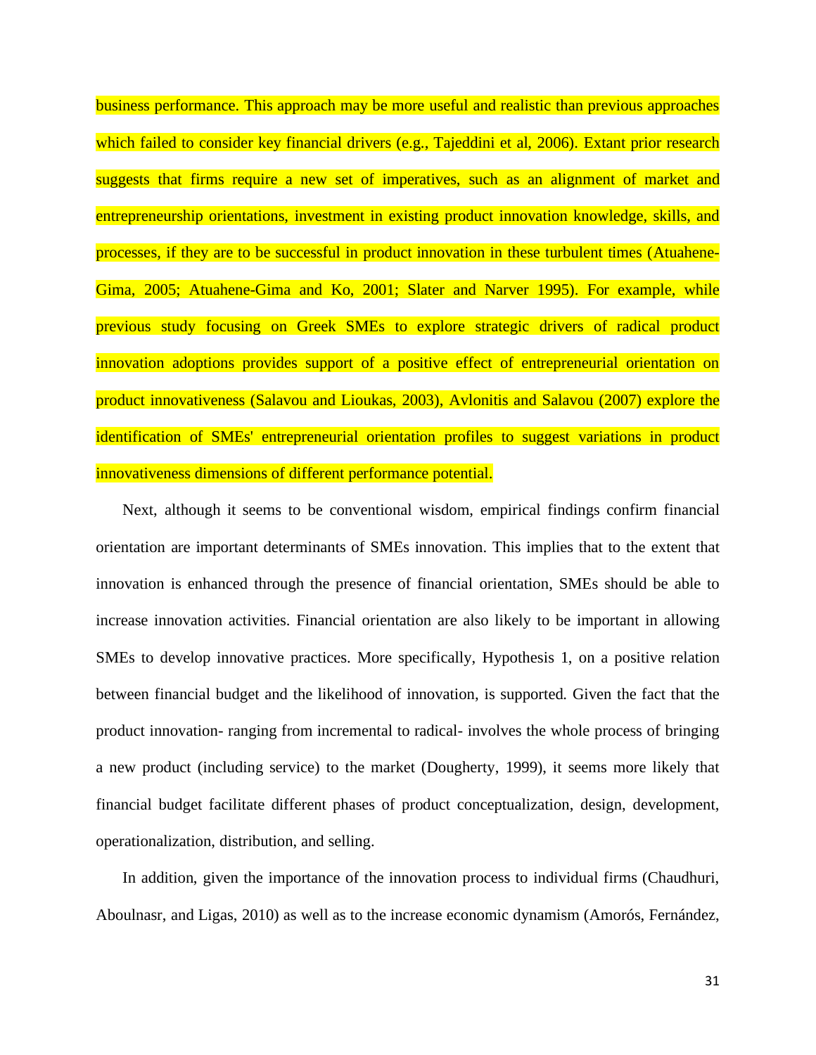business performance. This approach may be more useful and realistic than previous approaches which failed to consider key financial drivers (e.g., Tajeddini et al, 2006). Extant prior research suggests that firms require a new set of imperatives, such as an alignment of market and entrepreneurship orientations, investment in existing product innovation knowledge, skills, and processes, if they are to be successful in product innovation in these turbulent times (Atuahene-Gima, 2005; Atuahene-Gima and Ko, 2001; Slater and Narver 1995). For example, while previous study focusing on Greek SMEs to explore strategic drivers of radical product innovation adoptions provides support of a positive effect of entrepreneurial orientation on product innovativeness (Salavou and Lioukas, 2003), Avlonitis and Salavou (2007) explore the identification of SMEs' entrepreneurial orientation profiles to suggest variations in product innovativeness dimensions of different performance potential.

Next, although it seems to be conventional wisdom, empirical findings confirm financial orientation are important determinants of SMEs innovation. This implies that to the extent that innovation is enhanced through the presence of financial orientation, SMEs should be able to increase innovation activities. Financial orientation are also likely to be important in allowing SMEs to develop innovative practices. More specifically, Hypothesis 1, on a positive relation between financial budget and the likelihood of innovation, is supported. Given the fact that the product innovation- ranging from incremental to radical- involves the whole process of bringing a new product (including service) to the market (Dougherty, 1999), it seems more likely that financial budget facilitate different phases of product conceptualization, design, development, operationalization, distribution, and selling.

In addition, given the importance of the innovation process to individual firms (Chaudhuri, Aboulnasr, and Ligas, 2010) as well as to the increase economic dynamism (Amorós, Fernández,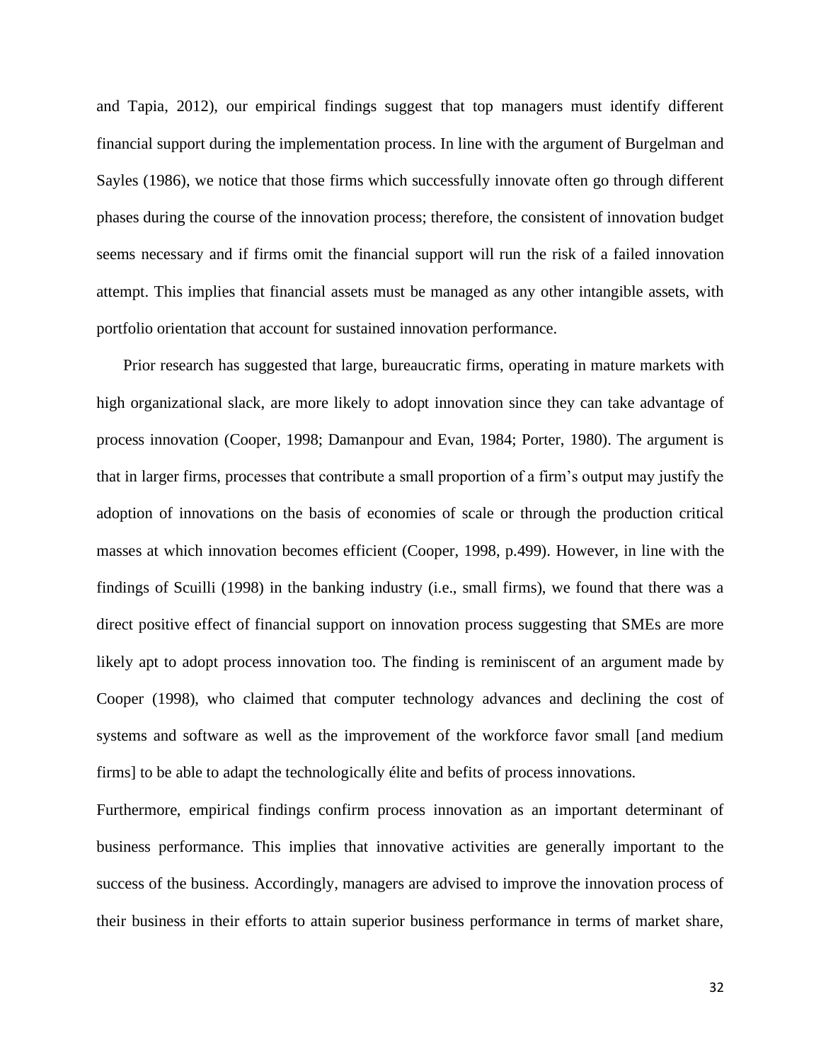and Tapia, 2012), our empirical findings suggest that top managers must identify different financial support during the implementation process. In line with the argument of Burgelman and Sayles (1986), we notice that those firms which successfully innovate often go through different phases during the course of the innovation process; therefore, the consistent of innovation budget seems necessary and if firms omit the financial support will run the risk of a failed innovation attempt. This implies that financial assets must be managed as any other intangible assets, with portfolio orientation that account for sustained innovation performance.

Prior research has suggested that large, bureaucratic firms, operating in mature markets with high organizational slack, are more likely to adopt innovation since they can take advantage of process innovation (Cooper, 1998; Damanpour and Evan, 1984; Porter, 1980). The argument is that in larger firms, processes that contribute a small proportion of a firm's output may justify the adoption of innovations on the basis of economies of scale or through the production critical masses at which innovation becomes efficient (Cooper, 1998, p.499). However, in line with the findings of Scuilli (1998) in the banking industry (i.e., small firms), we found that there was a direct positive effect of financial support on innovation process suggesting that SMEs are more likely apt to adopt process innovation too. The finding is reminiscent of an argument made by Cooper (1998), who claimed that computer technology advances and declining the cost of systems and software as well as the improvement of the workforce favor small [and medium firms] to be able to adapt the technologically élite and befits of process innovations.

Furthermore, empirical findings confirm process innovation as an important determinant of business performance. This implies that innovative activities are generally important to the success of the business. Accordingly, managers are advised to improve the innovation process of their business in their efforts to attain superior business performance in terms of market share,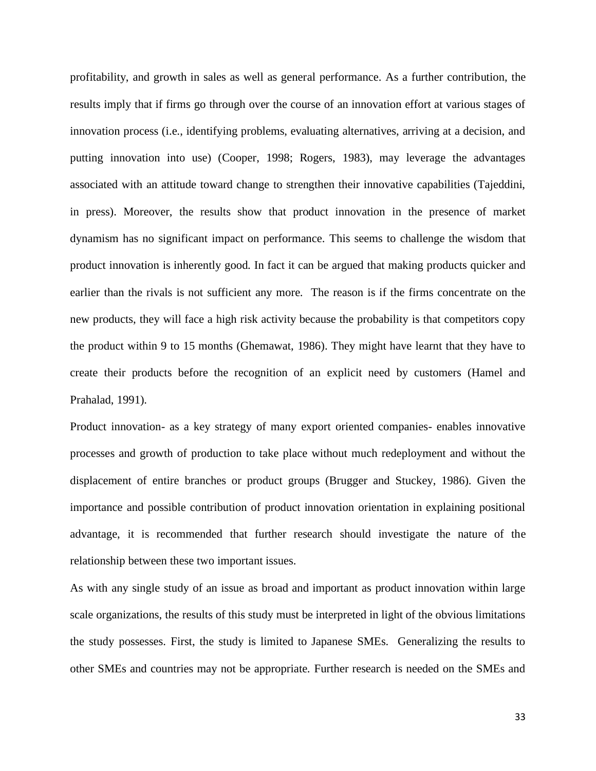profitability, and growth in sales as well as general performance. As a further contribution, the results imply that if firms go through over the course of an innovation effort at various stages of innovation process (i.e., identifying problems, evaluating alternatives, arriving at a decision, and putting innovation into use) (Cooper, 1998; Rogers, 1983), may leverage the advantages associated with an attitude toward change to strengthen their innovative capabilities (Tajeddini, in press). Moreover, the results show that product innovation in the presence of market dynamism has no significant impact on performance. This seems to challenge the wisdom that product innovation is inherently good. In fact it can be argued that making products quicker and earlier than the rivals is not sufficient any more. The reason is if the firms concentrate on the new products, they will face a high risk activity because the probability is that competitors copy the product within 9 to 15 months (Ghemawat, 1986). They might have learnt that they have to create their products before the recognition of an explicit need by customers (Hamel and Prahalad, 1991).

Product innovation- as a key strategy of many export oriented companies- enables innovative processes and growth of production to take place without much redeployment and without the displacement of entire branches or product groups (Brugger and Stuckey, 1986). Given the importance and possible contribution of product innovation orientation in explaining positional advantage, it is recommended that further research should investigate the nature of the relationship between these two important issues.

As with any single study of an issue as broad and important as product innovation within large scale organizations, the results of this study must be interpreted in light of the obvious limitations the study possesses. First, the study is limited to Japanese SMEs. Generalizing the results to other SMEs and countries may not be appropriate. Further research is needed on the SMEs and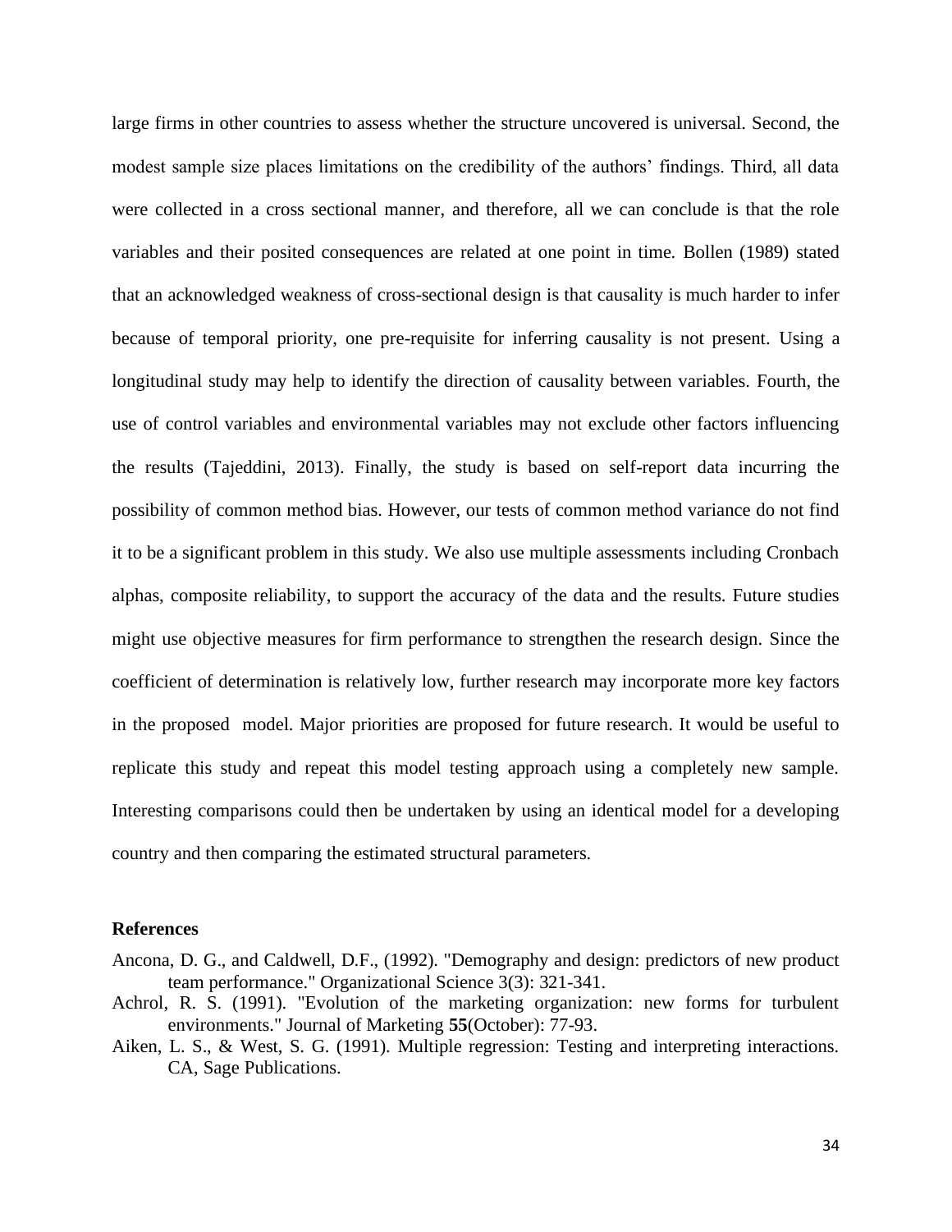large firms in other countries to assess whether the structure uncovered is universal. Second, the modest sample size places limitations on the credibility of the authors' findings. Third, all data were collected in a cross sectional manner, and therefore, all we can conclude is that the role variables and their posited consequences are related at one point in time. Bollen (1989) stated that an acknowledged weakness of cross-sectional design is that causality is much harder to infer because of temporal priority, one pre-requisite for inferring causality is not present. Using a longitudinal study may help to identify the direction of causality between variables. Fourth, the use of control variables and environmental variables may not exclude other factors influencing the results (Tajeddini, 2013). Finally, the study is based on self-report data incurring the possibility of common method bias. However, our tests of common method variance do not find it to be a significant problem in this study. We also use multiple assessments including Cronbach alphas, composite reliability, to support the accuracy of the data and the results. Future studies might use objective measures for firm performance to strengthen the research design. Since the coefficient of determination is relatively low, further research may incorporate more key factors in the proposed model. Major priorities are proposed for future research. It would be useful to replicate this study and repeat this model testing approach using a completely new sample. Interesting comparisons could then be undertaken by using an identical model for a developing country and then comparing the estimated structural parameters.

**References**

Ancona, D. G., and Caldwell, D.F., (1992). "Demography and design: predictors of new product team performance." Organizational Science 3(3): 321-341.

Achrol, R. S. (1991). "Evolution of the marketing organization: new forms for turbulent environments." Journal of Marketing **55**(October): 77-93.

Aiken, L. S., & West, S. G. (1991). Multiple regression: Testing and interpreting interactions. CA, Sage Publications.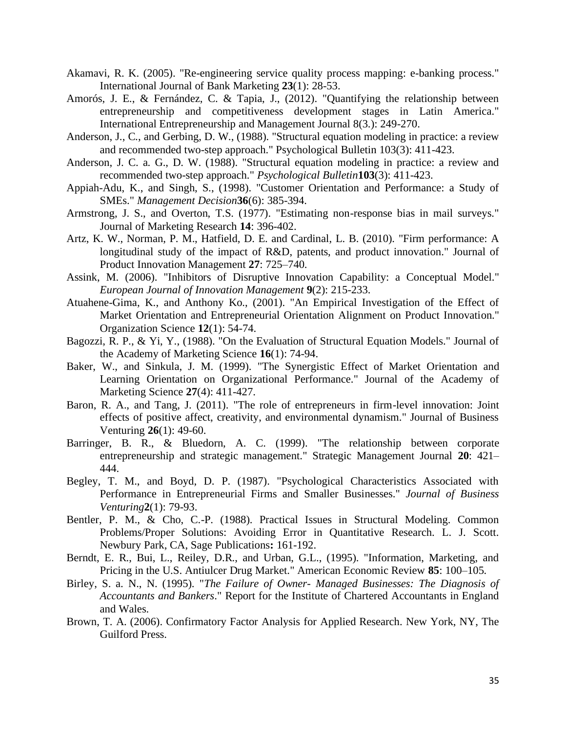Akamavi, R. K. (2005). "Re-engineering service quality process mapping: e-banking process." International Journal of Bank Marketing **23**(1): 28-53.

Amorós, J. E., & Fernández, C. & Tapia, J., (2012). "Quantifying the relationship between entrepreneurship and competitiveness development stages in Latin America." International Entrepreneurship and Management Journal 8(3.): 249-270.

Anderson, J., C., and Gerbing, D. W., (1988). "Structural equation modeling in practice: a review and recommended two-step approach." Psychological Bulletin 103(3): 411-423.

Anderson, J. C. a. G., D. W. (1988). "Structural equation modeling in practice: a review and recommended two-step approach." *Psychological Bulletin* **103**(3): 411-423.

Appiah-Adu, K., and Singh, S., (1998). "Customer Orientation and Performance: a Study of SMEs." *Management Decision* **36**(6): 385-394.

Armstrong, J. S., and Overton, T.S. (1977). "Estimating non-response bias in mail surveys." Journal of Marketing Research **14**: 396-402.

Artz, K. W., Norman, P. M., Hatfield, D. E. and Cardinal, L. B. (2010). "Firm performance: A longitudinal study of the impact of R&D, patents, and product innovation." Journal of Product Innovation Management **27**: 725–740.

Assink, M. (2006). "Inhibitors of Disruptive Innovation Capability: a Conceptual Model." *European Journal of Innovation Management* **9**(2): 215-233.

Atuahene-Gima, K., and Anthony Ko., (2001). "An Empirical Investigation of the Effect of Market Orientation and Entrepreneurial Orientation Alignment on Product Innovation." Organization Science **12**(1): 54-74.

Bagozzi, R. P., & Yi, Y., (1988). "On the Evaluation of Structural Equation Models." Journal of the Academy of Marketing Science **16**(1): 74-94.

Baker, W., and Sinkula, J. M. (1999). "The Synergistic Effect of Market Orientation and Learning Orientation on Organizational Performance." Journal of the Academy of Marketing Science **27**(4): 411-427.

Baron, R. A., and Tang, J. (2011). "The role of entrepreneurs in firm-level innovation: Joint effects of positive affect, creativity, and environmental dynamism." Journal of Business Venturing **26**(1): 49-60.

Barringer, B. R., & Bluedorn, A. C. (1999). "The relationship between corporate entrepreneurship and strategic management." Strategic Management Journal **20**: 421–444.

Begley, T. M., and Boyd, D. P. (1987). "Psychological Characteristics Associated with Performance in Entrepreneurial Firms and Smaller Businesses." *Journal of Business Venturing* **2**(1): 79-93.

Bentler, P. M., & Cho, C.-P. (1988). Practical Issues in Structural Modeling. Common Problems/Proper Solutions: Avoiding Error in Quantitative Research. L. J. Scott. Newbury Park, CA, Sage Publications**:** 161-192.

Berndt, E. R., Bui, L., Reiley, D.R., and Urban, G.L., (1995). "Information, Marketing, and Pricing in the U.S. Antiulcer Drug Market." American Economic Review **85**: 100–105.

Birley, S. a. N., N. (1995). "*The Failure of Owner- Managed Businesses: The Diagnosis of Accountants and Bankers*." Report for the Institute of Chartered Accountants in England and Wales.

Brown, T. A. (2006). Confirmatory Factor Analysis for Applied Research. New York, NY, The Guilford Press.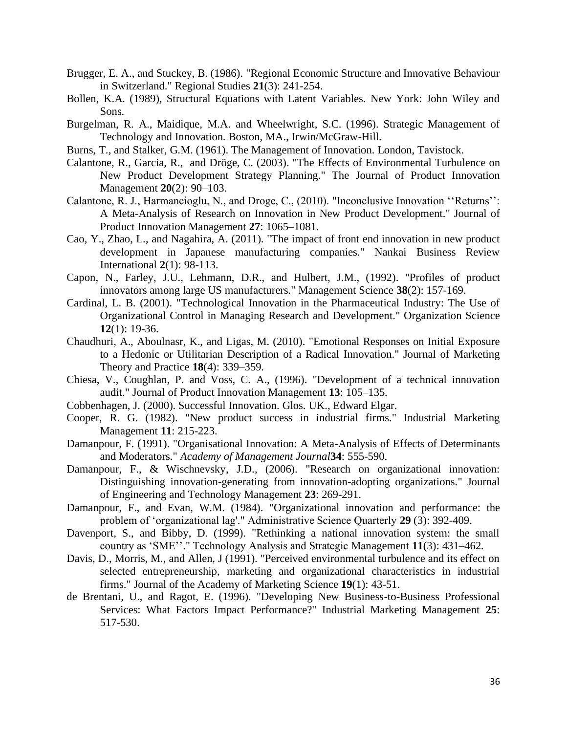Brugger, E. A., and Stuckey, B. (1986). "Regional Economic Structure and Innovative Behaviour in Switzerland." Regional Studies **21**(3): 241-254.

Bollen, K.A. (1989), Structural Equations with Latent Variables. New York: John Wiley and Sons.

Burgelman, R. A., Maidique, M.A. and Wheelwright, S.C. (1996). Strategic Management of Technology and Innovation. Boston, MA., Irwin/McGraw-Hill.

Burns, T., and Stalker, G.M. (1961). The Management of Innovation. London, Tavistock.

Calantone, R., Garcia, R., and Dröge, C. (2003). "The Effects of Environmental Turbulence on New Product Development Strategy Planning." The Journal of Product Innovation Management **20**(2): 90–103.

Calantone, R. J., Harmancioglu, N., and Droge, C., (2010). "Inconclusive Innovation ''Returns'': A Meta-Analysis of Research on Innovation in New Product Development." Journal of Product Innovation Management **27**: 1065–1081.

Cao, Y., Zhao, L., and Nagahira, A. (2011). "The impact of front end innovation in new product development in Japanese manufacturing companies." Nankai Business Review International **2**(1): 98-113.

Capon, N., Farley, J.U., Lehmann, D.R., and Hulbert, J.M., (1992). "Profiles of product innovators among large US manufacturers." Management Science **38**(2): 157-169.

Cardinal, L. B. (2001). "Technological Innovation in the Pharmaceutical Industry: The Use of Organizational Control in Managing Research and Development." Organization Science **12**(1): 19-36.

Chaudhuri, A., Aboulnasr, K., and Ligas, M. (2010). "Emotional Responses on Initial Exposure to a Hedonic or Utilitarian Description of a Radical Innovation." Journal of Marketing Theory and Practice **18**(4): 339–359.

Chiesa, V., Coughlan, P. and Voss, C. A., (1996). "Development of a technical innovation audit." Journal of Product Innovation Management **13**: 105–135.

Cobbenhagen, J. (2000). Successful Innovation. Glos. UK., Edward Elgar.

Cooper, R. G. (1982). "New product success in industrial firms." Industrial Marketing Management **11**: 215-223.

Damanpour, F. (1991). "Organisational Innovation: A Meta-Analysis of Effects of Determinants and Moderators." *Academy of Management Journal***34**: 555-590.

Damanpour, F., & Wischnevsky, J.D., (2006). "Research on organizational innovation: Distinguishing innovation-generating from innovation-adopting organizations." Journal of Engineering and Technology Management **23**: 269-291.

Damanpour, F., and Evan, W.M. (1984). "Organizational innovation and performance: the problem of 'organizational lag'." Administrative Science Quarterly **29** (3): 392-409.

Davenport, S., and Bibby, D. (1999). "Rethinking a national innovation system: the small country as 'SME''." Technology Analysis and Strategic Management **11**(3): 431–462.

Davis, D., Morris, M., and Allen, J (1991). "Perceived environmental turbulence and its effect on selected entrepreneurship, marketing and organizational characteristics in industrial firms." Journal of the Academy of Marketing Science **19**(1): 43-51.

de Brentani, U., and Ragot, E. (1996). "Developing New Business-to-Business Professional Services: What Factors Impact Performance?" Industrial Marketing Management **25**: 517-530.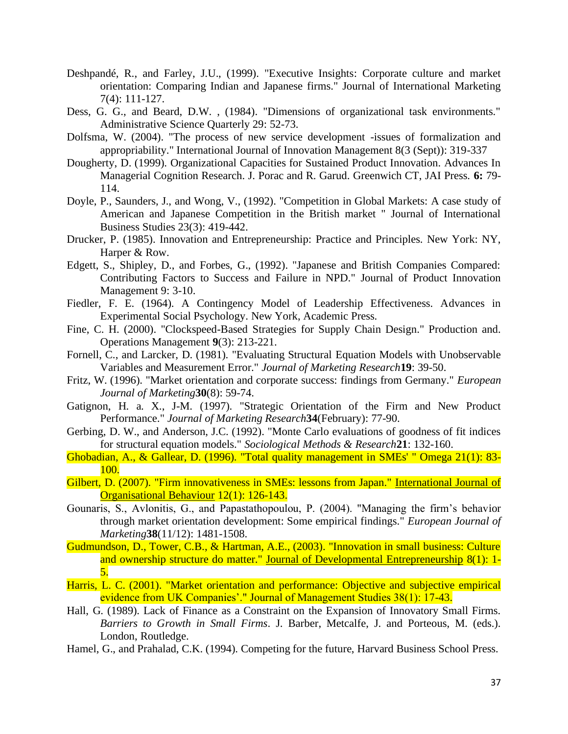Deshpandé, R., and Farley, J.U., (1999). "Executive Insights: Corporate culture and market orientation: Comparing Indian and Japanese firms." Journal of International Marketing 7(4): 111-127.

Dess, G. G., and Beard, D.W. , (1984). "Dimensions of organizational task environments." Administrative Science Quarterly 29: 52-73.

Dolfsma, W. (2004). "The process of new service development -issues of formalization and appropriability." International Journal of Innovation Management 8(3 (Sept)): 319-337

Dougherty, D. (1999). Organizational Capacities for Sustained Product Innovation. Advances In Managerial Cognition Research. J. Porac and R. Garud. Greenwich CT, JAI Press. **6:** 79-114.

Doyle, P., Saunders, J., and Wong, V., (1992). "Competition in Global Markets: A case study of American and Japanese Competition in the British market " Journal of International Business Studies 23(3): 419-442.

Drucker, P. (1985). Innovation and Entrepreneurship: Practice and Principles. New York: NY, Harper & Row.

Edgett, S., Shipley, D., and Forbes, G., (1992). "Japanese and British Companies Compared: Contributing Factors to Success and Failure in NPD." Journal of Product Innovation Management 9: 3-10.

Fiedler, F. E. (1964). A Contingency Model of Leadership Effectiveness. Advances in Experimental Social Psychology. New York, Academic Press.

Fine, C. H. (2000). "Clockspeed-Based Strategies for Supply Chain Design." Production and. Operations Management **9**(3): 213-221.

Fornell, C., and Larcker, D. (1981). "Evaluating Structural Equation Models with Unobservable Variables and Measurement Error." *Journal of Marketing Research* **19**: 39-50.

Fritz, W. (1996). "Market orientation and corporate success: findings from Germany." *European Journal of Marketing* **30**(8): 59-74.

Gatignon, H. a. X., J-M. (1997). "Strategic Orientation of the Firm and New Product Performance." *Journal of Marketing Research* **34**(February): 77-90.

Gerbing, D. W., and Anderson, J.C. (1992). "Monte Carlo evaluations of goodness of fit indices for structural equation models." *Sociological Methods & Research* **21**: 132-160.

Ghobadian, A., & Gallear, D. (1996). "Total quality management in SMEs' " Omega 21(1): 83-100.

Gilbert, D. (2007). "Firm innovativeness in SMEs: lessons from Japan." International Journal of Organisational Behaviour 12(1): 126-143.

Gounaris, S., Avlonitis, G., and Papastathopoulou, P. (2004). "Managing the firm's behavior through market orientation development: Some empirical findings." *European Journal of Marketing* **38**(11/12): 1481-1508.

Gudmundson, D., Tower, C.B., & Hartman, A.E., (2003). "Innovation in small business: Culture and ownership structure do matter." Journal of Developmental Entrepreneurship 8(1): 1-5.

Harris, L. C. (2001). "Market orientation and performance: Objective and subjective empirical evidence from UK Companies'." Journal of Management Studies 38(1): 17-43.

Hall, G. (1989). Lack of Finance as a Constraint on the Expansion of Innovatory Small Firms. *Barriers to Growth in Small Firms*. J. Barber, Metcalfe, J. and Porteous, M. (eds.). London, Routledge.

Hamel, G., and Prahalad, C.K. (1994). Competing for the future, Harvard Business School Press.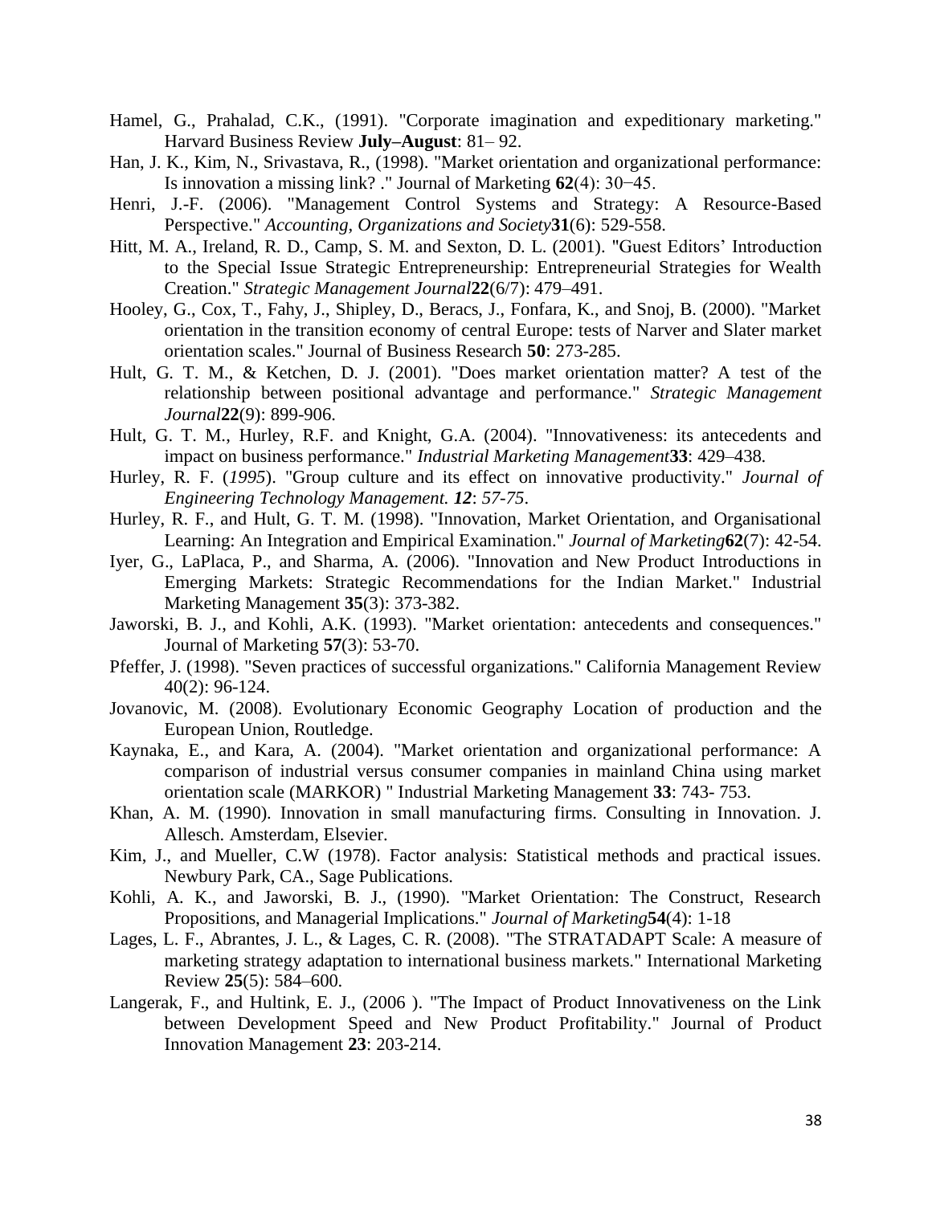Hamel, G., Prahalad, C.K., (1991). "Corporate imagination and expeditionary marketing." Harvard Business Review **July–August**: 81– 92.

Han, J. K., Kim, N., Srivastava, R., (1998). "Market orientation and organizational performance: Is innovation a missing link? ." Journal of Marketing **62**(4): 30−45.

Henri, J.-F. (2006). "Management Control Systems and Strategy: A Resource-Based Perspective." *Accounting, Organizations and Society* **31**(6): 529-558.

Hitt, M. A., Ireland, R. D., Camp, S. M. and Sexton, D. L. (2001). "Guest Editors' Introduction to the Special Issue Strategic Entrepreneurship: Entrepreneurial Strategies for Wealth Creation." *Strategic Management Journal* **22**(6/7): 479–491.

Hooley, G., Cox, T., Fahy, J., Shipley, D., Beracs, J., Fonfara, K., and Snoj, B. (2000). "Market orientation in the transition economy of central Europe: tests of Narver and Slater market orientation scales." Journal of Business Research **50**: 273-285.

Hult, G. T. M., & Ketchen, D. J. (2001). "Does market orientation matter? A test of the relationship between positional advantage and performance." *Strategic Management Journal* **22**(9): 899-906.

Hult, G. T. M., Hurley, R.F. and Knight, G.A. (2004). "Innovativeness: its antecedents and impact on business performance." *Industrial Marketing Management* **33**: 429–438.

Hurley, R. F. (*1995*). "Group culture and its effect on innovative productivity." *Journal of Engineering Technology Management. **12**: 57-75*.

Hurley, R. F., and Hult, G. T. M. (1998). "Innovation, Market Orientation, and Organisational Learning: An Integration and Empirical Examination." *Journal of Marketing* **62**(7): 42-54.

Iyer, G., LaPlaca, P., and Sharma, A. (2006). "Innovation and New Product Introductions in Emerging Markets: Strategic Recommendations for the Indian Market." Industrial Marketing Management **35**(3): 373-382.

Jaworski, B. J., and Kohli, A.K. (1993). "Market orientation: antecedents and consequences." Journal of Marketing **57**(3): 53-70.

Pfeffer, J. (1998). "Seven practices of successful organizations." California Management Review 40(2): 96-124.

Jovanovic, M. (2008). Evolutionary Economic Geography Location of production and the European Union, Routledge.

Kaynaka, E., and Kara, A. (2004). "Market orientation and organizational performance: A comparison of industrial versus consumer companies in mainland China using market orientation scale (MARKOR) " Industrial Marketing Management **33**: 743- 753.

Khan, A. M. (1990). Innovation in small manufacturing firms. Consulting in Innovation. J. Allesch. Amsterdam, Elsevier.

Kim, J., and Mueller, C.W (1978). Factor analysis: Statistical methods and practical issues. Newbury Park, CA., Sage Publications.

Kohli, A. K., and Jaworski, B. J., (1990). "Market Orientation: The Construct, Research Propositions, and Managerial Implications." *Journal of Marketing* **54**(4): 1-18

Lages, L. F., Abrantes, J. L., & Lages, C. R. (2008). "The STRATADAPT Scale: A measure of marketing strategy adaptation to international business markets." International Marketing Review **25**(5): 584–600.

Langerak, F., and Hultink, E. J., (2006 ). "The Impact of Product Innovativeness on the Link between Development Speed and New Product Profitability." Journal of Product Innovation Management **23**: 203-214.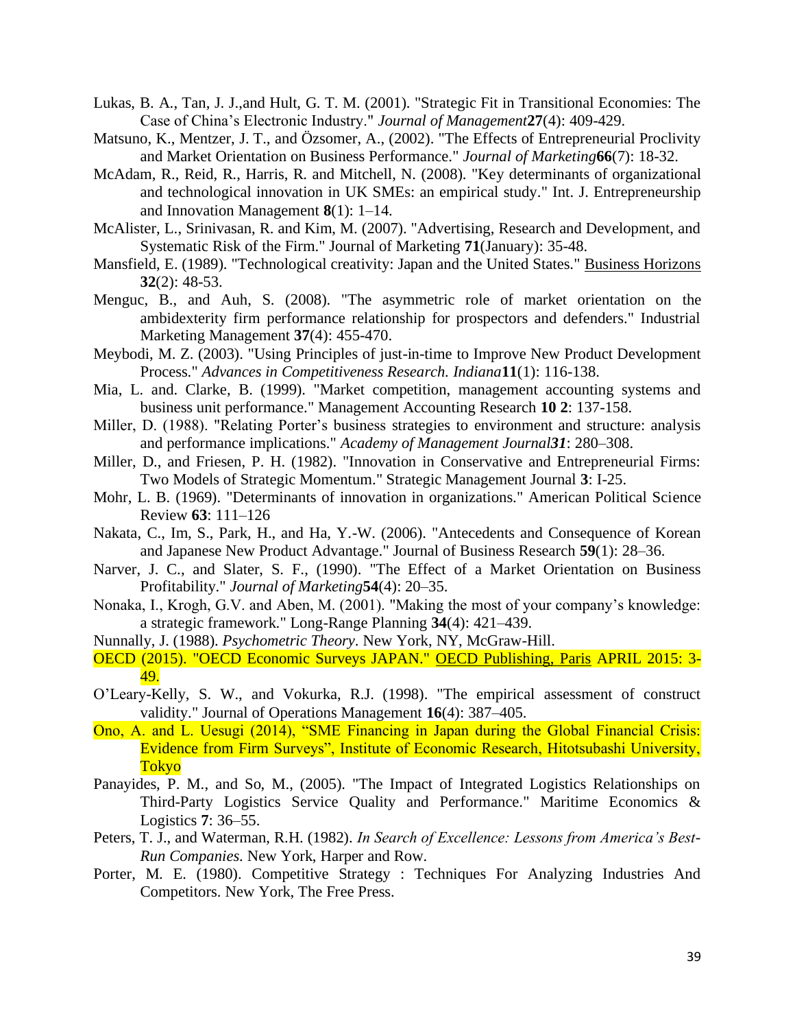Lukas, B. A., Tan, J. J.,and Hult, G. T. M. (2001). "Strategic Fit in Transitional Economies: The Case of China's Electronic Industry." *Journal of Management* **27**(4): 409-429.

Matsuno, K., Mentzer, J. T., and Özsomer, A., (2002). "The Effects of Entrepreneurial Proclivity and Market Orientation on Business Performance." *Journal of Marketing* **66**(7): 18-32.

McAdam, R., Reid, R., Harris, R. and Mitchell, N. (2008). "Key determinants of organizational and technological innovation in UK SMEs: an empirical study." Int. J. Entrepreneurship and Innovation Management **8**(1): 1–14.

McAlister, L., Srinivasan, R. and Kim, M. (2007). "Advertising, Research and Development, and Systematic Risk of the Firm." Journal of Marketing **71**(January): 35-48.

Mansfield, E. (1989). "Technological creativity: Japan and the United States." Business Horizons **32**(2): 48-53.

Menguc, B., and Auh, S. (2008). "The asymmetric role of market orientation on the ambidexterity firm performance relationship for prospectors and defenders." Industrial Marketing Management **37**(4): 455-470.

Meybodi, M. Z. (2003). "Using Principles of just-in-time to Improve New Product Development Process." *Advances in Competitiveness Research. Indiana* **11**(1): 116-138.

Mia, L. and. Clarke, B. (1999). "Market competition, management accounting systems and business unit performance." Management Accounting Research **10 2**: 137-158.

Miller, D. (1988). "Relating Porter's business strategies to environment and structure: analysis and performance implications." *Academy of Management Journal* ***31***: 280–308.

Miller, D., and Friesen, P. H. (1982). "Innovation in Conservative and Entrepreneurial Firms: Two Models of Strategic Momentum." Strategic Management Journal **3**: I-25.

Mohr, L. B. (1969). "Determinants of innovation in organizations." American Political Science Review **63**: 111–126

Nakata, C., Im, S., Park, H., and Ha, Y.-W. (2006). "Antecedents and Consequence of Korean and Japanese New Product Advantage." Journal of Business Research **59**(1): 28–36.

Narver, J. C., and Slater, S. F., (1990). "The Effect of a Market Orientation on Business Profitability." *Journal of Marketing* **54**(4): 20–35.

Nonaka, I., Krogh, G.V. and Aben, M. (2001). "Making the most of your company's knowledge: a strategic framework." Long-Range Planning **34**(4): 421–439.

Nunnally, J. (1988). *Psychometric Theory*. New York, NY, McGraw-Hill.

OECD (2015). "OECD Economic Surveys JAPAN." OECD Publishing, Paris APRIL 2015: 3-49.

O'Leary-Kelly, S. W., and Vokurka, R.J. (1998). "The empirical assessment of construct validity." Journal of Operations Management **16**(4): 387–405.

Ono, A. and L. Uesugi (2014), "SME Financing in Japan during the Global Financial Crisis: Evidence from Firm Surveys", Institute of Economic Research, Hitotsubashi University, Tokyo

Panayides, P. M., and So, M., (2005). "The Impact of Integrated Logistics Relationships on Third-Party Logistics Service Quality and Performance." Maritime Economics & Logistics **7**: 36–55.

Peters, T. J., and Waterman, R.H. (1982). *In Search of Excellence: Lessons from America's Best-Run Companies*. New York, Harper and Row.

Porter, M. E. (1980). Competitive Strategy : Techniques For Analyzing Industries And Competitors. New York, The Free Press.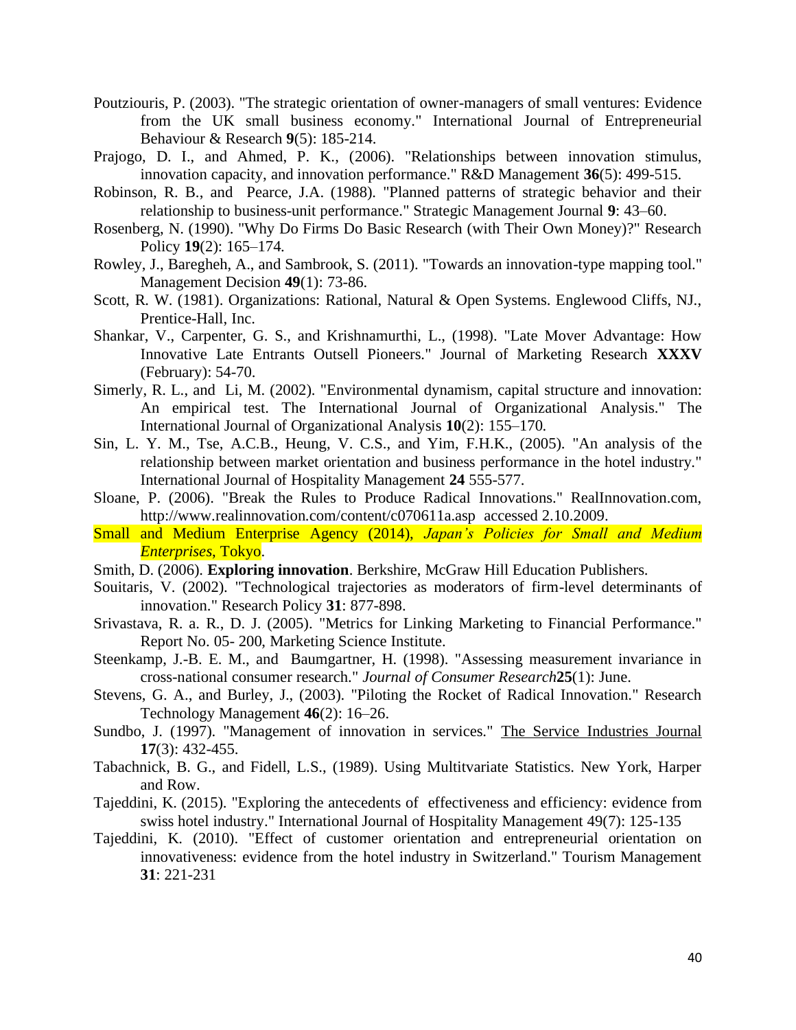Poutziouris, P. (2003). "The strategic orientation of owner-managers of small ventures: Evidence from the UK small business economy." International Journal of Entrepreneurial Behaviour & Research **9**(5): 185-214.

Prajogo, D. I., and Ahmed, P. K., (2006). "Relationships between innovation stimulus, innovation capacity, and innovation performance." R&D Management **36**(5): 499-515.

Robinson, R. B., and Pearce, J.A. (1988). "Planned patterns of strategic behavior and their relationship to business-unit performance." Strategic Management Journal **9**: 43–60.

Rosenberg, N. (1990). "Why Do Firms Do Basic Research (with Their Own Money)?" Research Policy **19**(2): 165–174.

Rowley, J., Baregheh, A., and Sambrook, S. (2011). "Towards an innovation-type mapping tool." Management Decision **49**(1): 73-86.

Scott, R. W. (1981). Organizations: Rational, Natural & Open Systems. Englewood Cliffs, NJ., Prentice-Hall, Inc.

Shankar, V., Carpenter, G. S., and Krishnamurthi, L., (1998). "Late Mover Advantage: How Innovative Late Entrants Outsell Pioneers." Journal of Marketing Research **XXXV** (February): 54-70.

Simerly, R. L., and Li, M. (2002). "Environmental dynamism, capital structure and innovation: An empirical test. The International Journal of Organizational Analysis." The International Journal of Organizational Analysis **10**(2): 155–170.

Sin, L. Y. M., Tse, A.C.B., Heung, V. C.S., and Yim, F.H.K., (2005). "An analysis of the relationship between market orientation and business performance in the hotel industry." International Journal of Hospitality Management **24** 555-577.

Sloane, P. (2006). "Break the Rules to Produce Radical Innovations." RealInnovation.com, http://www.realinnovation.com/content/c070611a.asp accessed 2.10.2009.

Small and Medium Enterprise Agency (2014), *Japan's Policies for Small and Medium Enterprises*, Tokyo.

Smith, D. (2006). **Exploring innovation**. Berkshire, McGraw Hill Education Publishers.

Souitaris, V. (2002). "Technological trajectories as moderators of firm-level determinants of innovation." Research Policy **31**: 877-898.

Srivastava, R. a. R., D. J. (2005). "Metrics for Linking Marketing to Financial Performance." Report No. 05- 200, Marketing Science Institute.

Steenkamp, J.-B. E. M., and Baumgartner, H. (1998). "Assessing measurement invariance in cross-national consumer research." *Journal of Consumer Research* **25**(1): June.

Stevens, G. A., and Burley, J., (2003). "Piloting the Rocket of Radical Innovation." Research Technology Management **46**(2): 16–26.

Sundbo, J. (1997). "Management of innovation in services." The Service Industries Journal **17**(3): 432-455.

Tabachnick, B. G., and Fidell, L.S., (1989). Using Multitvariate Statistics. New York, Harper and Row.

Tajeddini, K. (2015). "Exploring the antecedents of effectiveness and efficiency: evidence from swiss hotel industry." International Journal of Hospitality Management 49(7): 125-135

Tajeddini, K. (2010). "Effect of customer orientation and entrepreneurial orientation on innovativeness: evidence from the hotel industry in Switzerland." Tourism Management **31**: 221-231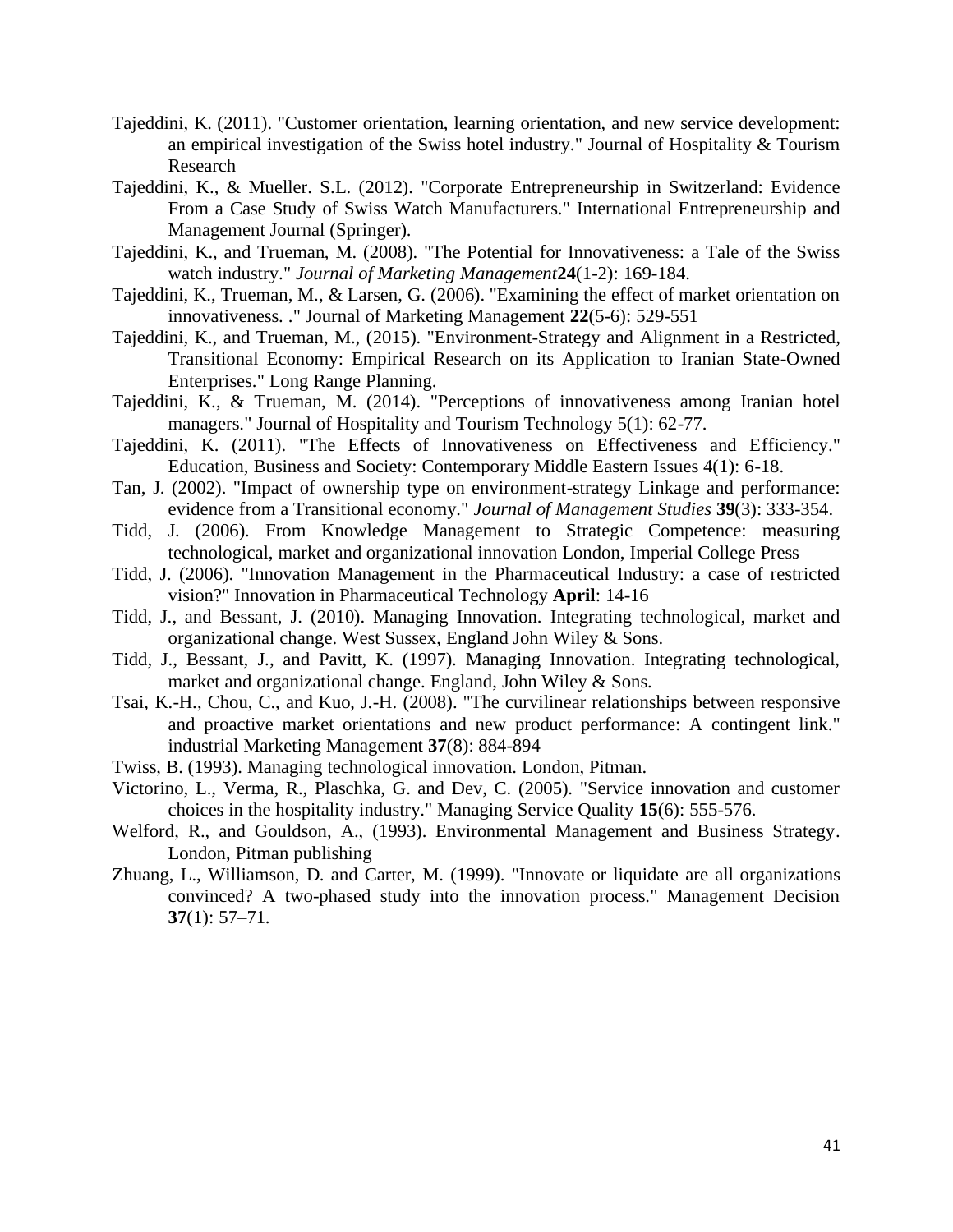Tajeddini, K. (2011). "Customer orientation, learning orientation, and new service development: an empirical investigation of the Swiss hotel industry." Journal of Hospitality & Tourism Research

Tajeddini, K., & Mueller. S.L. (2012). "Corporate Entrepreneurship in Switzerland: Evidence From a Case Study of Swiss Watch Manufacturers." International Entrepreneurship and Management Journal (Springer).

Tajeddini, K., and Trueman, M. (2008). "The Potential for Innovativeness: a Tale of the Swiss watch industry." *Journal of Marketing Management* **24**(1-2): 169-184.

Tajeddini, K., Trueman, M., & Larsen, G. (2006). "Examining the effect of market orientation on innovativeness. ." Journal of Marketing Management **22**(5-6): 529-551

Tajeddini, K., and Trueman, M., (2015). "Environment-Strategy and Alignment in a Restricted, Transitional Economy: Empirical Research on its Application to Iranian State-Owned Enterprises." Long Range Planning.

Tajeddini, K., & Trueman, M. (2014). "Perceptions of innovativeness among Iranian hotel managers." Journal of Hospitality and Tourism Technology 5(1): 62-77.

Tajeddini, K. (2011). "The Effects of Innovativeness on Effectiveness and Efficiency." Education, Business and Society: Contemporary Middle Eastern Issues 4(1): 6-18.

Tan, J. (2002). "Impact of ownership type on environment-strategy Linkage and performance: evidence from a Transitional economy." *Journal of Management Studies* **39**(3): 333-354.

Tidd, J. (2006). From Knowledge Management to Strategic Competence: measuring technological, market and organizational innovation London, Imperial College Press

Tidd, J. (2006). "Innovation Management in the Pharmaceutical Industry: a case of restricted vision?" Innovation in Pharmaceutical Technology **April**: 14-16

Tidd, J., and Bessant, J. (2010). Managing Innovation. Integrating technological, market and organizational change. West Sussex, England John Wiley & Sons.

Tidd, J., Bessant, J., and Pavitt, K. (1997). Managing Innovation. Integrating technological, market and organizational change. England, John Wiley & Sons.

Tsai, K.-H., Chou, C., and Kuo, J.-H. (2008). "The curvilinear relationships between responsive and proactive market orientations and new product performance: A contingent link." industrial Marketing Management **37**(8): 884-894

Twiss, B. (1993). Managing technological innovation. London, Pitman.

Victorino, L., Verma, R., Plaschka, G. and Dev, C. (2005). "Service innovation and customer choices in the hospitality industry." Managing Service Quality **15**(6): 555-576.

Welford, R., and Gouldson, A., (1993). Environmental Management and Business Strategy. London, Pitman publishing

Zhuang, L., Williamson, D. and Carter, M. (1999). "Innovate or liquidate are all organizations convinced? A two-phased study into the innovation process." Management Decision **37**(1): 57–71.